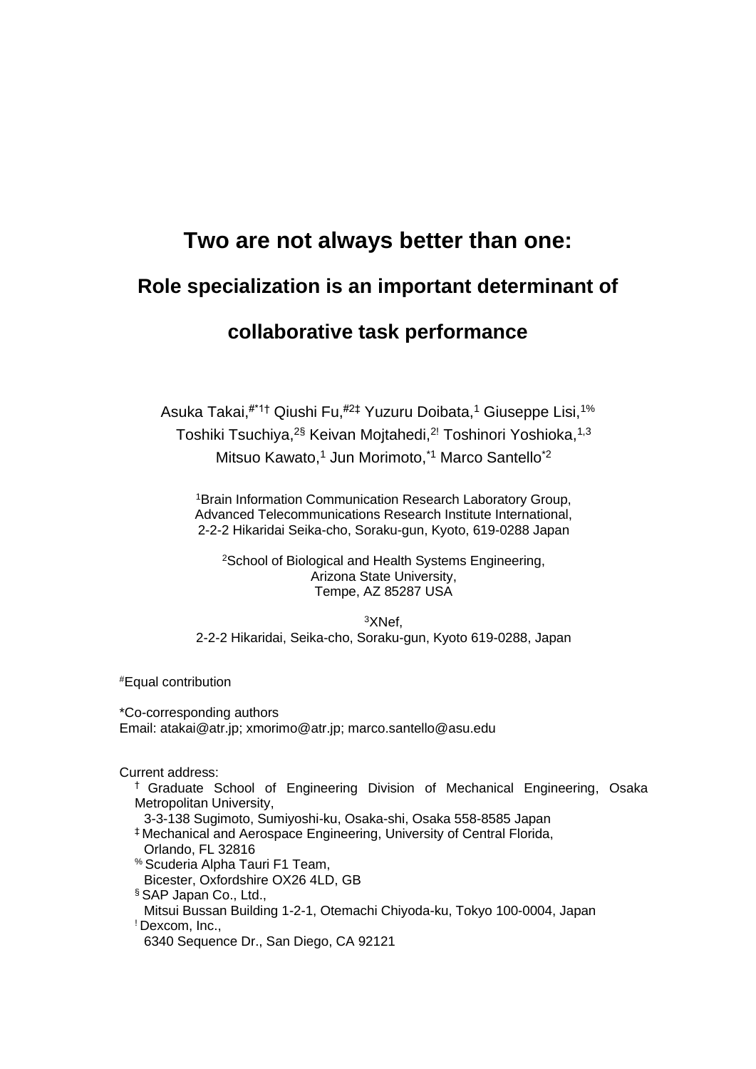# Two are not always better than one:

## Role specialization is an important determinant of collaborative task performance

Asuka Takai,[#*1†] Qiushi Fu,[#2‡] Yuzuru Doibata,[1] Giuseppe Lisi,[1%] Toshiki Tsuchiya,[2§] Keivan Mojtahedi,[2!] Toshinori Yoshioka,[1,3] Mitsuo Kawato,[1] Jun Morimoto,[*1] Marco Santello[*2]

[1]Brain Information Communication Research Laboratory Group, Advanced Telecommunications Research Institute International, 2-2-2 Hikaridai Seika-cho, Soraku-gun, Kyoto, 619-0288 Japan

[2]School of Biological and Health Systems Engineering, Arizona State University, Tempe, AZ 85287 USA

[3]XNef, 2-2-2 Hikaridai, Seika-cho, Soraku-gun, Kyoto 619-0288, Japan

[#]Equal contribution

*Co-corresponding authors
Email: atakai@atr.jp; xmorimo@atr.jp; marco.santello@asu.edu

Current address:

[†] Graduate School of Engineering Division of Mechanical Engineering, Osaka Metropolitan University,
3-3-138 Sugimoto, Sumiyoshi-ku, Osaka-shi, Osaka 558-8585 Japan

[‡] Mechanical and Aerospace Engineering, University of Central Florida,
Orlando, FL 32816

[%] Scuderia Alpha Tauri F1 Team,
Bicester, Oxfordshire OX26 4LD, GB

[§] SAP Japan Co., Ltd.,
Mitsui Bussan Building 1-2-1, Otemachi Chiyoda-ku, Tokyo 100-0004, Japan

[!] Dexcom, Inc.,
6340 Sequence Dr., San Diego, CA 92121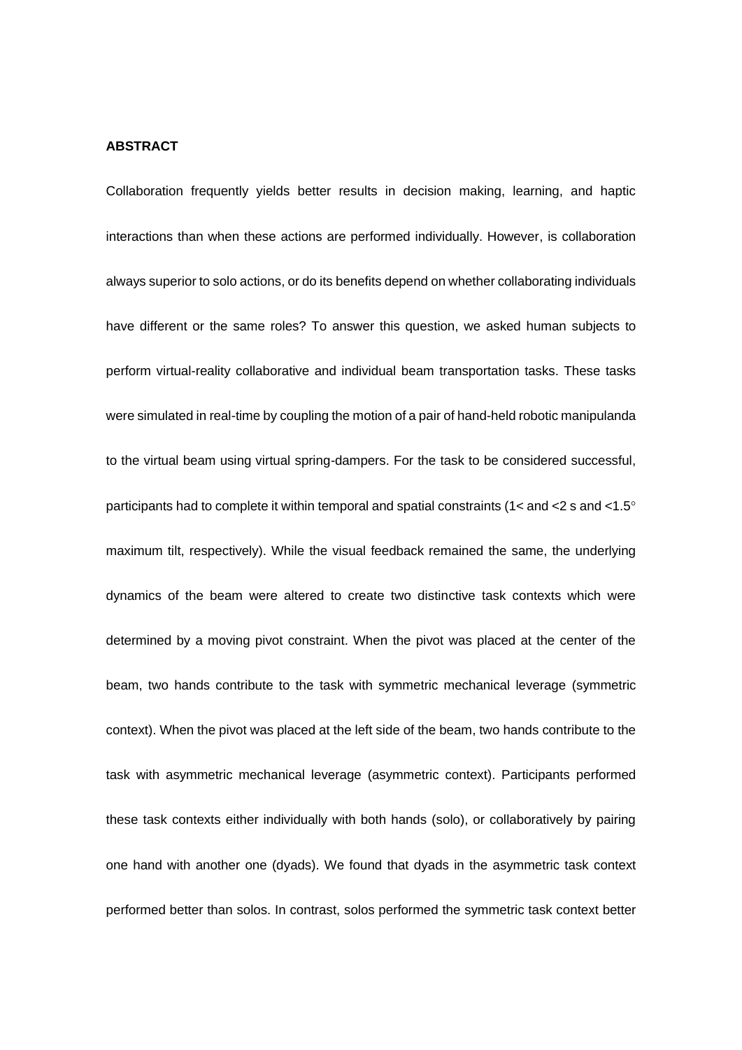**ABSTRACT**

Collaboration frequently yields better results in decision making, learning, and haptic interactions than when these actions are performed individually. However, is collaboration always superior to solo actions, or do its benefits depend on whether collaborating individuals have different or the same roles? To answer this question, we asked human subjects to perform virtual-reality collaborative and individual beam transportation tasks. These tasks were simulated in real-time by coupling the motion of a pair of hand-held robotic manipulanda to the virtual beam using virtual spring-dampers. For the task to be considered successful, participants had to complete it within temporal and spatial constraints (1< and <2 s and <1.5° maximum tilt, respectively). While the visual feedback remained the same, the underlying dynamics of the beam were altered to create two distinctive task contexts which were determined by a moving pivot constraint. When the pivot was placed at the center of the beam, two hands contribute to the task with symmetric mechanical leverage (symmetric context). When the pivot was placed at the left side of the beam, two hands contribute to the task with asymmetric mechanical leverage (asymmetric context). Participants performed these task contexts either individually with both hands (solo), or collaboratively by pairing one hand with another one (dyads). We found that dyads in the asymmetric task context performed better than solos. In contrast, solos performed the symmetric task context better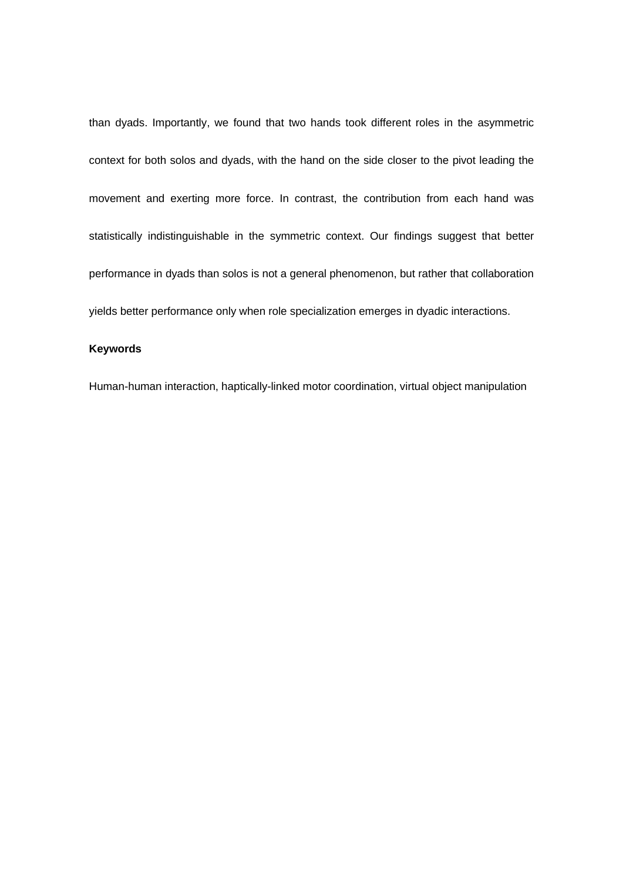than dyads. Importantly, we found that two hands took different roles in the asymmetric context for both solos and dyads, with the hand on the side closer to the pivot leading the movement and exerting more force. In contrast, the contribution from each hand was statistically indistinguishable in the symmetric context. Our findings suggest that better performance in dyads than solos is not a general phenomenon, but rather that collaboration yields better performance only when role specialization emerges in dyadic interactions.

**Keywords**

Human-human interaction, haptically-linked motor coordination, virtual object manipulation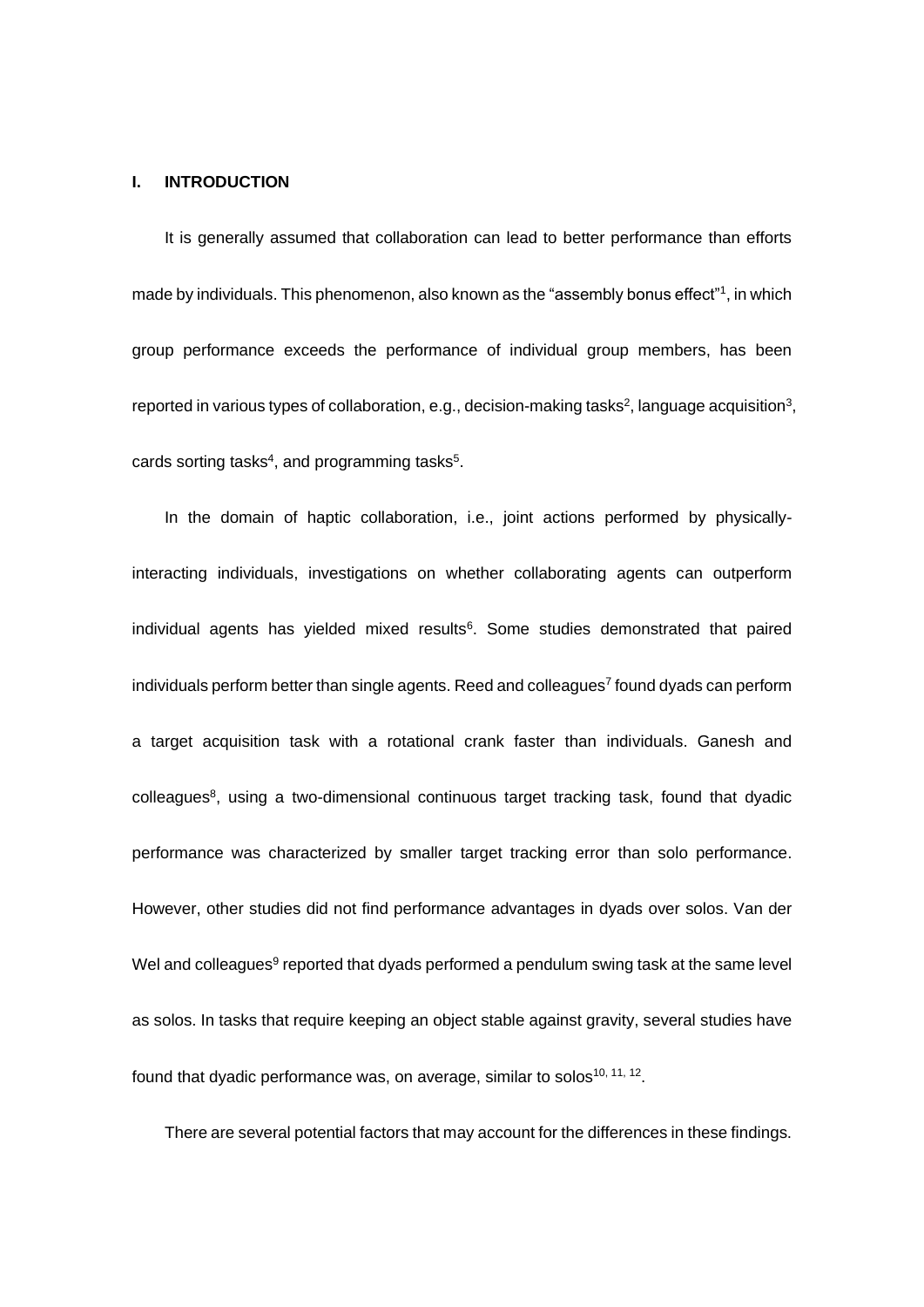## I. INTRODUCTION

It is generally assumed that collaboration can lead to better performance than efforts made by individuals. This phenomenon, also known as the "assembly bonus effect"[1], in which group performance exceeds the performance of individual group members, has been reported in various types of collaboration, e.g., decision-making tasks[2], language acquisition[3], cards sorting tasks[4], and programming tasks[5].

In the domain of haptic collaboration, i.e., joint actions performed by physically-interacting individuals, investigations on whether collaborating agents can outperform individual agents has yielded mixed results[6]. Some studies demonstrated that paired individuals perform better than single agents. Reed and colleagues[7] found dyads can perform a target acquisition task with a rotational crank faster than individuals. Ganesh and colleagues[8], using a two-dimensional continuous target tracking task, found that dyadic performance was characterized by smaller target tracking error than solo performance. However, other studies did not find performance advantages in dyads over solos. Van der Wel and colleagues[9] reported that dyads performed a pendulum swing task at the same level as solos. In tasks that require keeping an object stable against gravity, several studies have found that dyadic performance was, on average, similar to solos[10, 11, 12].

There are several potential factors that may account for the differences in these findings.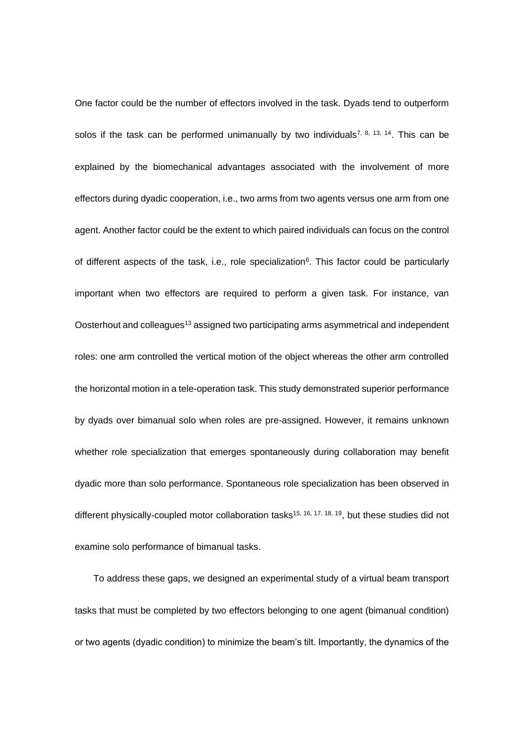One factor could be the number of effectors involved in the task. Dyads tend to outperform solos if the task can be performed unimanually by two individuals[7, 8, 13, 14]. This can be explained by the biomechanical advantages associated with the involvement of more effectors during dyadic cooperation, i.e., two arms from two agents versus one arm from one agent. Another factor could be the extent to which paired individuals can focus on the control of different aspects of the task, i.e., role specialization[6]. This factor could be particularly important when two effectors are required to perform a given task. For instance, van Oosterhout and colleagues[13] assigned two participating arms asymmetrical and independent roles: one arm controlled the vertical motion of the object whereas the other arm controlled the horizontal motion in a tele-operation task. This study demonstrated superior performance by dyads over bimanual solo when roles are pre-assigned. However, it remains unknown whether role specialization that emerges spontaneously during collaboration may benefit dyadic more than solo performance. Spontaneous role specialization has been observed in different physically-coupled motor collaboration tasks[15, 16, 17, 18, 19], but these studies did not examine solo performance of bimanual tasks.

To address these gaps, we designed an experimental study of a virtual beam transport tasks that must be completed by two effectors belonging to one agent (bimanual condition) or two agents (dyadic condition) to minimize the beam's tilt. Importantly, the dynamics of the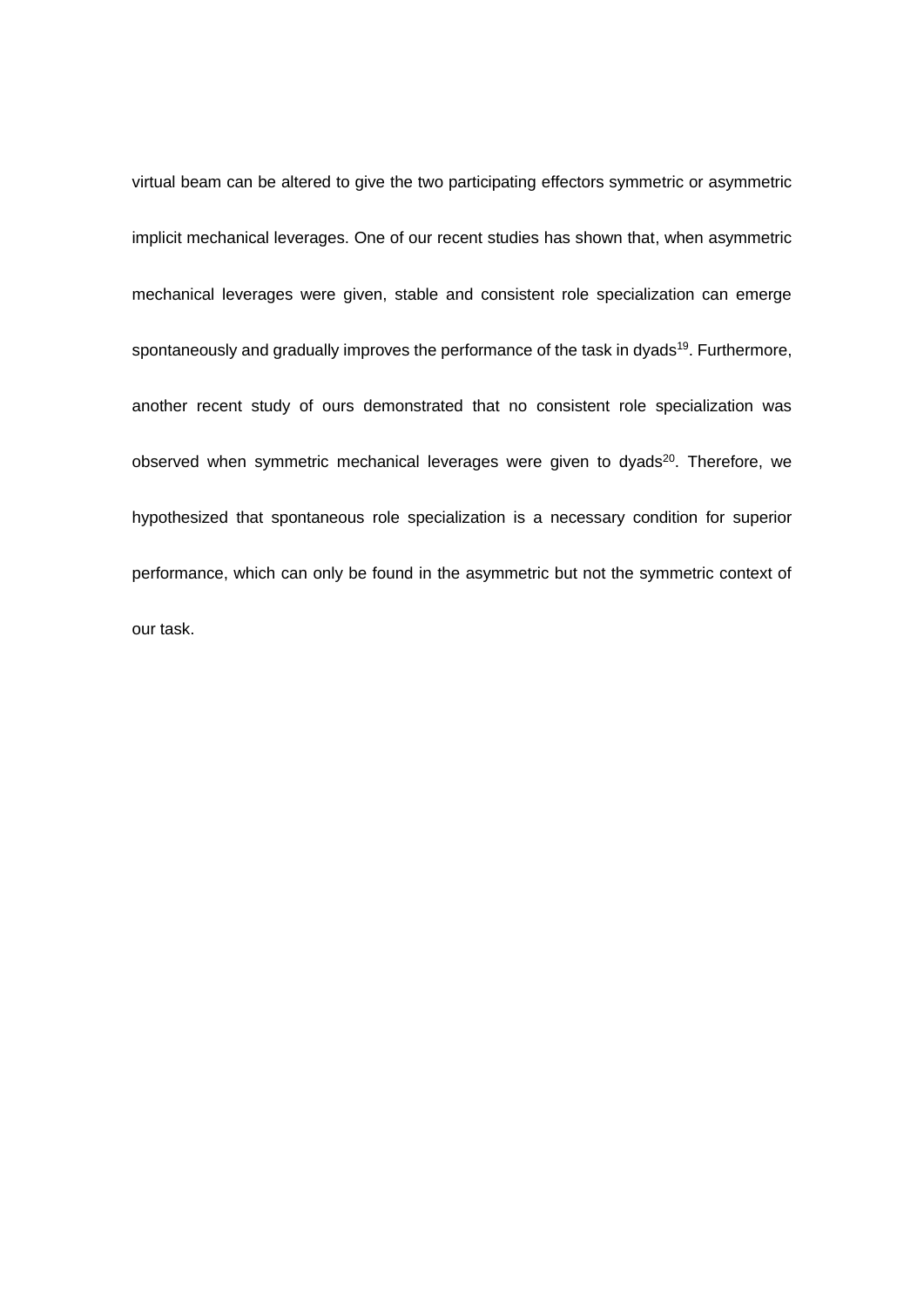virtual beam can be altered to give the two participating effectors symmetric or asymmetric implicit mechanical leverages. One of our recent studies has shown that, when asymmetric mechanical leverages were given, stable and consistent role specialization can emerge spontaneously and gradually improves the performance of the task in dyads[19]. Furthermore, another recent study of ours demonstrated that no consistent role specialization was observed when symmetric mechanical leverages were given to dyads[20]. Therefore, we hypothesized that spontaneous role specialization is a necessary condition for superior performance, which can only be found in the asymmetric but not the symmetric context of our task.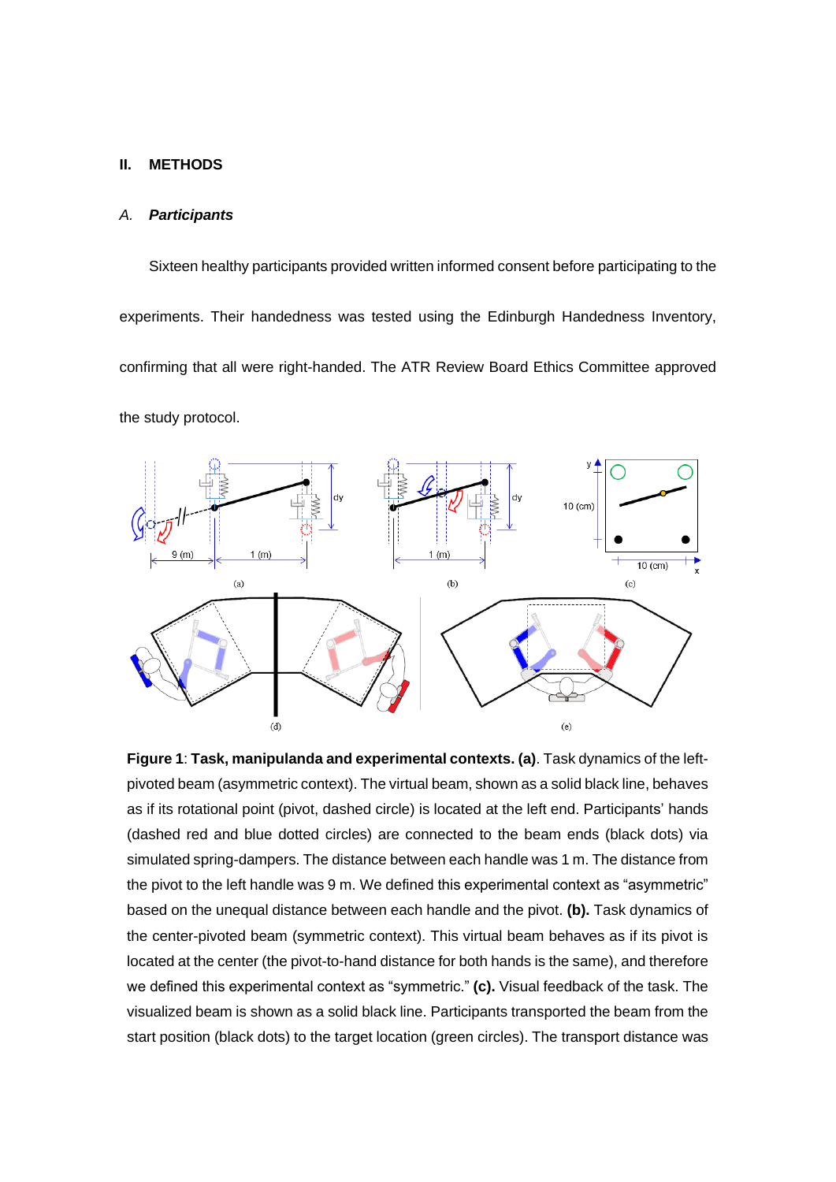## II. METHODS

### *A. Participants*

Sixteen healthy participants provided written informed consent before participating to the experiments. Their handedness was tested using the Edinburgh Handedness Inventory, confirming that all were right-handed. The ATR Review Board Ethics Committee approved the study protocol.

**Figure 1**: **Task, manipulanda and experimental contexts. (a)**. Task dynamics of the left-pivoted beam (asymmetric context). The virtual beam, shown as a solid black line, behaves as if its rotational point (pivot, dashed circle) is located at the left end. Participants' hands (dashed red and blue dotted circles) are connected to the beam ends (black dots) via simulated spring-dampers. The distance between each handle was 1 m. The distance from the pivot to the left handle was 9 m. We defined this experimental context as "asymmetric" based on the unequal distance between each handle and the pivot. **(b).** Task dynamics of the center-pivoted beam (symmetric context). This virtual beam behaves as if its pivot is located at the center (the pivot-to-hand distance for both hands is the same), and therefore we defined this experimental context as "symmetric." **(c).** Visual feedback of the task. The visualized beam is shown as a solid black line. Participants transported the beam from the start position (black dots) to the target location (green circles). The transport distance was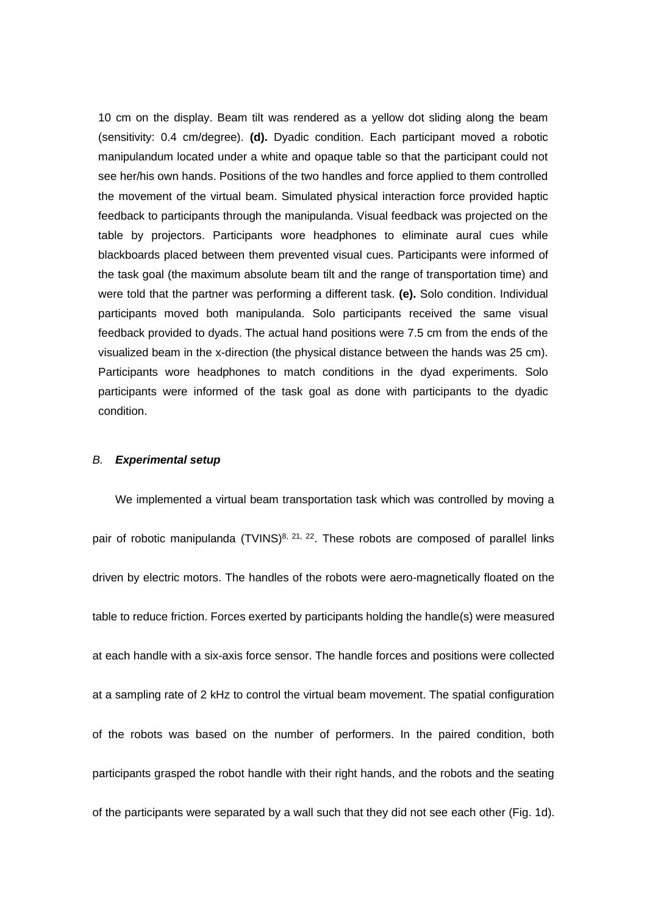10 cm on the display. Beam tilt was rendered as a yellow dot sliding along the beam (sensitivity: 0.4 cm/degree). **(d).** Dyadic condition. Each participant moved a robotic manipulandum located under a white and opaque table so that the participant could not see her/his own hands. Positions of the two handles and force applied to them controlled the movement of the virtual beam. Simulated physical interaction force provided haptic feedback to participants through the manipulanda. Visual feedback was projected on the table by projectors. Participants wore headphones to eliminate aural cues while blackboards placed between them prevented visual cues. Participants were informed of the task goal (the maximum absolute beam tilt and the range of transportation time) and were told that the partner was performing a different task. **(e).** Solo condition. Individual participants moved both manipulanda. Solo participants received the same visual feedback provided to dyads. The actual hand positions were 7.5 cm from the ends of the visualized beam in the x-direction (the physical distance between the hands was 25 cm). Participants wore headphones to match conditions in the dyad experiments. Solo participants were informed of the task goal as done with participants to the dyadic condition.

### *B.* ***Experimental setup***

We implemented a virtual beam transportation task which was controlled by moving a pair of robotic manipulanda (TVINS)[8, 21, 22]. These robots are composed of parallel links driven by electric motors. The handles of the robots were aero-magnetically floated on the table to reduce friction. Forces exerted by participants holding the handle(s) were measured at each handle with a six-axis force sensor. The handle forces and positions were collected at a sampling rate of 2 kHz to control the virtual beam movement. The spatial configuration of the robots was based on the number of performers. In the paired condition, both participants grasped the robot handle with their right hands, and the robots and the seating of the participants were separated by a wall such that they did not see each other (Fig. 1d).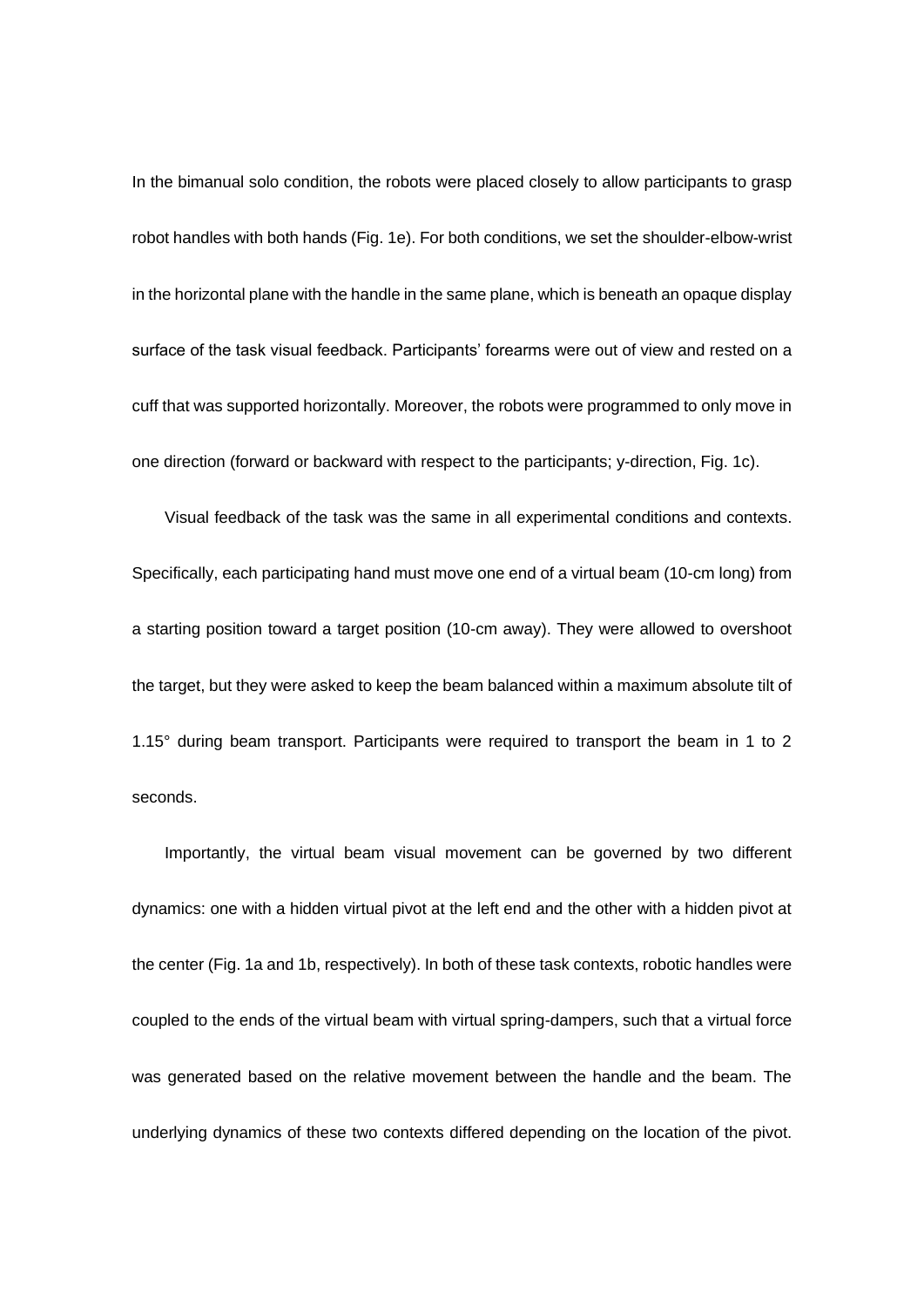In the bimanual solo condition, the robots were placed closely to allow participants to grasp robot handles with both hands (Fig. 1e). For both conditions, we set the shoulder-elbow-wrist in the horizontal plane with the handle in the same plane, which is beneath an opaque display surface of the task visual feedback. Participants' forearms were out of view and rested on a cuff that was supported horizontally. Moreover, the robots were programmed to only move in one direction (forward or backward with respect to the participants; y-direction, Fig. 1c).

Visual feedback of the task was the same in all experimental conditions and contexts. Specifically, each participating hand must move one end of a virtual beam (10-cm long) from a starting position toward a target position (10-cm away). They were allowed to overshoot the target, but they were asked to keep the beam balanced within a maximum absolute tilt of 1.15° during beam transport. Participants were required to transport the beam in 1 to 2 seconds.

Importantly, the virtual beam visual movement can be governed by two different dynamics: one with a hidden virtual pivot at the left end and the other with a hidden pivot at the center (Fig. 1a and 1b, respectively). In both of these task contexts, robotic handles were coupled to the ends of the virtual beam with virtual spring-dampers, such that a virtual force was generated based on the relative movement between the handle and the beam. The underlying dynamics of these two contexts differed depending on the location of the pivot.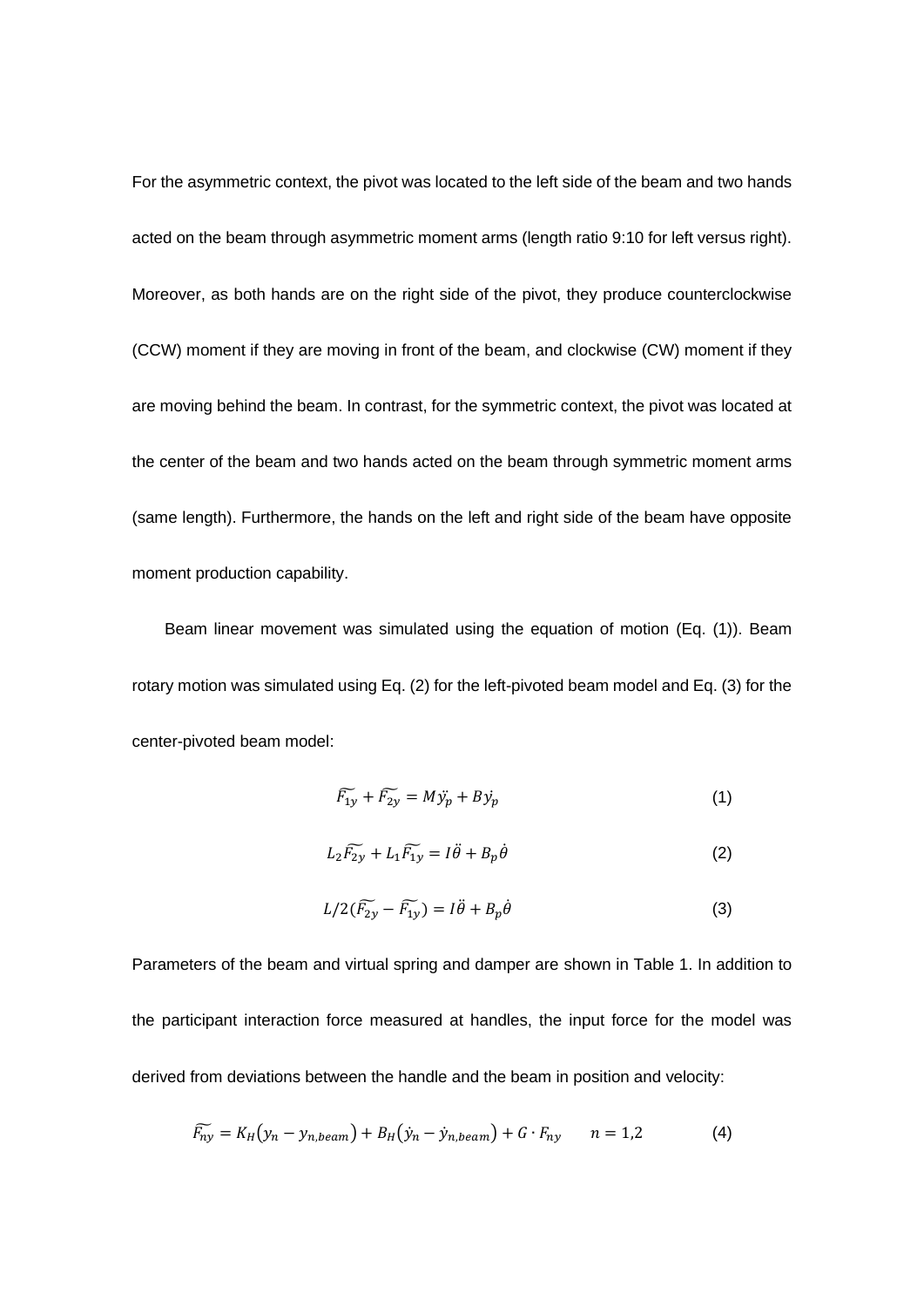For the asymmetric context, the pivot was located to the left side of the beam and two hands acted on the beam through asymmetric moment arms (length ratio 9:10 for left versus right). Moreover, as both hands are on the right side of the pivot, they produce counterclockwise (CCW) moment if they are moving in front of the beam, and clockwise (CW) moment if they are moving behind the beam. In contrast, for the symmetric context, the pivot was located at the center of the beam and two hands acted on the beam through symmetric moment arms (same length). Furthermore, the hands on the left and right side of the beam have opposite moment production capability.

Beam linear movement was simulated using the equation of motion (Eq. (1)). Beam rotary motion was simulated using Eq. (2) for the left-pivoted beam model and Eq. (3) for the center-pivoted beam model:

$$\widetilde{F_{1y}} + \widetilde{F_{2y}} = M\ddot{y_p} + B\dot{y_p} \tag{1}$$

$$L_2\widetilde{F_{2y}} + L_1\widetilde{F_{1y}} = I\ddot{\theta} + B_p\dot{\theta} \tag{2}$$

$$L/2(\widetilde{F_{2y}} - \widetilde{F_{1y}}) = I\ddot{\theta} + B_p\dot{\theta} \tag{3}$$

Parameters of the beam and virtual spring and damper are shown in Table 1. In addition to the participant interaction force measured at handles, the input force for the model was derived from deviations between the handle and the beam in position and velocity:

$$\widetilde{F_{ny}} = K_H(y_n - y_{n,beam}) + B_H(\dot{y}_n - \dot{y}_{n,beam}) + G \cdot F_{ny} \qquad n = 1,2 \tag{4}$$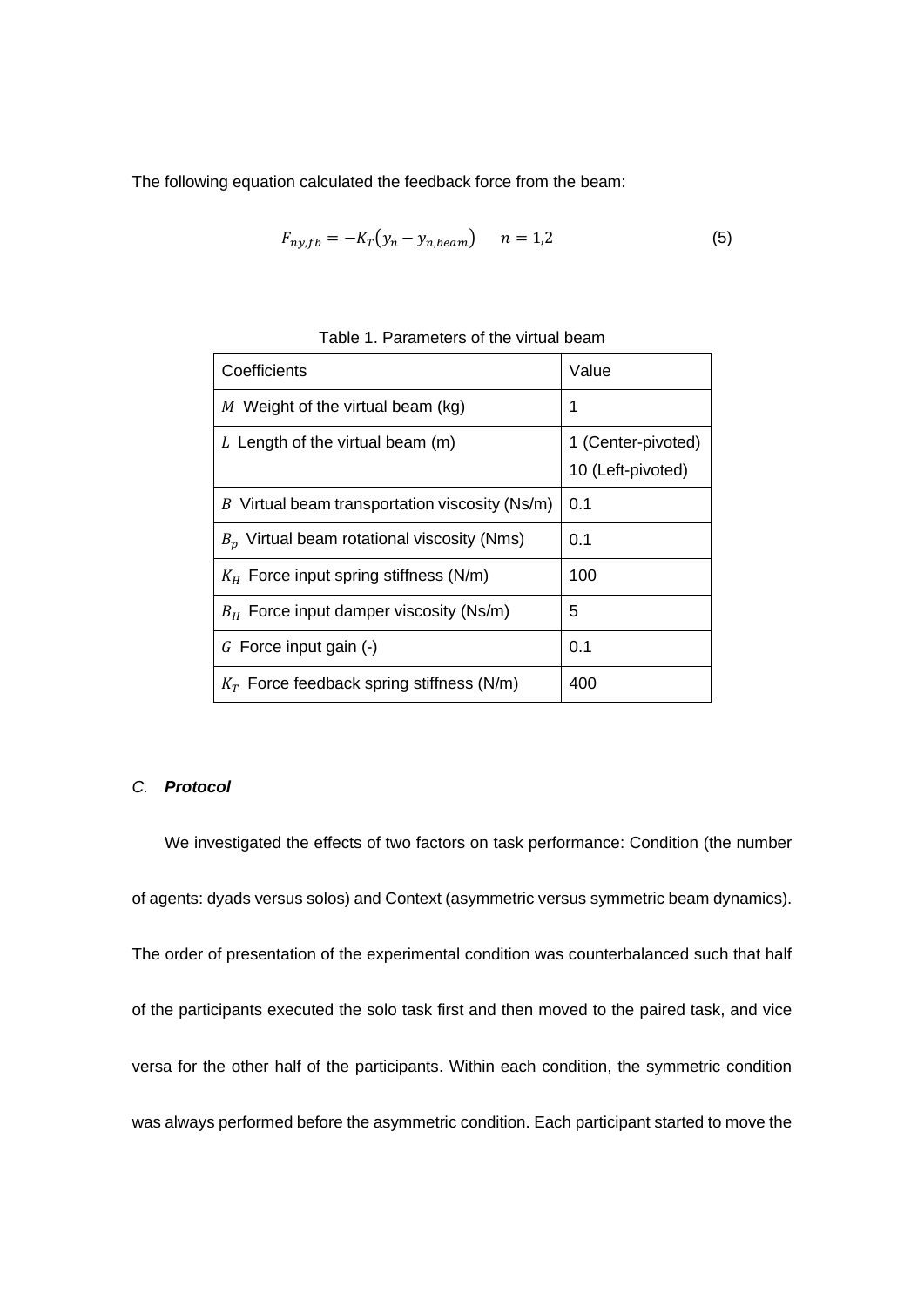The following equation calculated the feedback force from the beam:

$$F_{ny,fb} = -K_T(y_n - y_{n,beam}) \quad n = 1,2 \tag{5}$$

Table 1. Parameters of the virtual beam

| Coefficients | Value |
|---|---|
| $M$ Weight of the virtual beam (kg) | 1 |
| $L$ Length of the virtual beam (m) | 1 (Center-pivoted)<br>10 (Left-pivoted) |
| $B$ Virtual beam transportation viscosity (Ns/m) | 0.1 |
| $B_p$ Virtual beam rotational viscosity (Nms) | 0.1 |
| $K_H$ Force input spring stiffness (N/m) | 100 |
| $B_H$ Force input damper viscosity (Ns/m) | 5 |
| $G$ Force input gain (-) | 0.1 |
| $K_T$ Force feedback spring stiffness (N/m) | 400 |

### C. ***Protocol***

We investigated the effects of two factors on task performance: Condition (the number of agents: dyads versus solos) and Context (asymmetric versus symmetric beam dynamics). The order of presentation of the experimental condition was counterbalanced such that half of the participants executed the solo task first and then moved to the paired task, and vice versa for the other half of the participants. Within each condition, the symmetric condition was always performed before the asymmetric condition. Each participant started to move the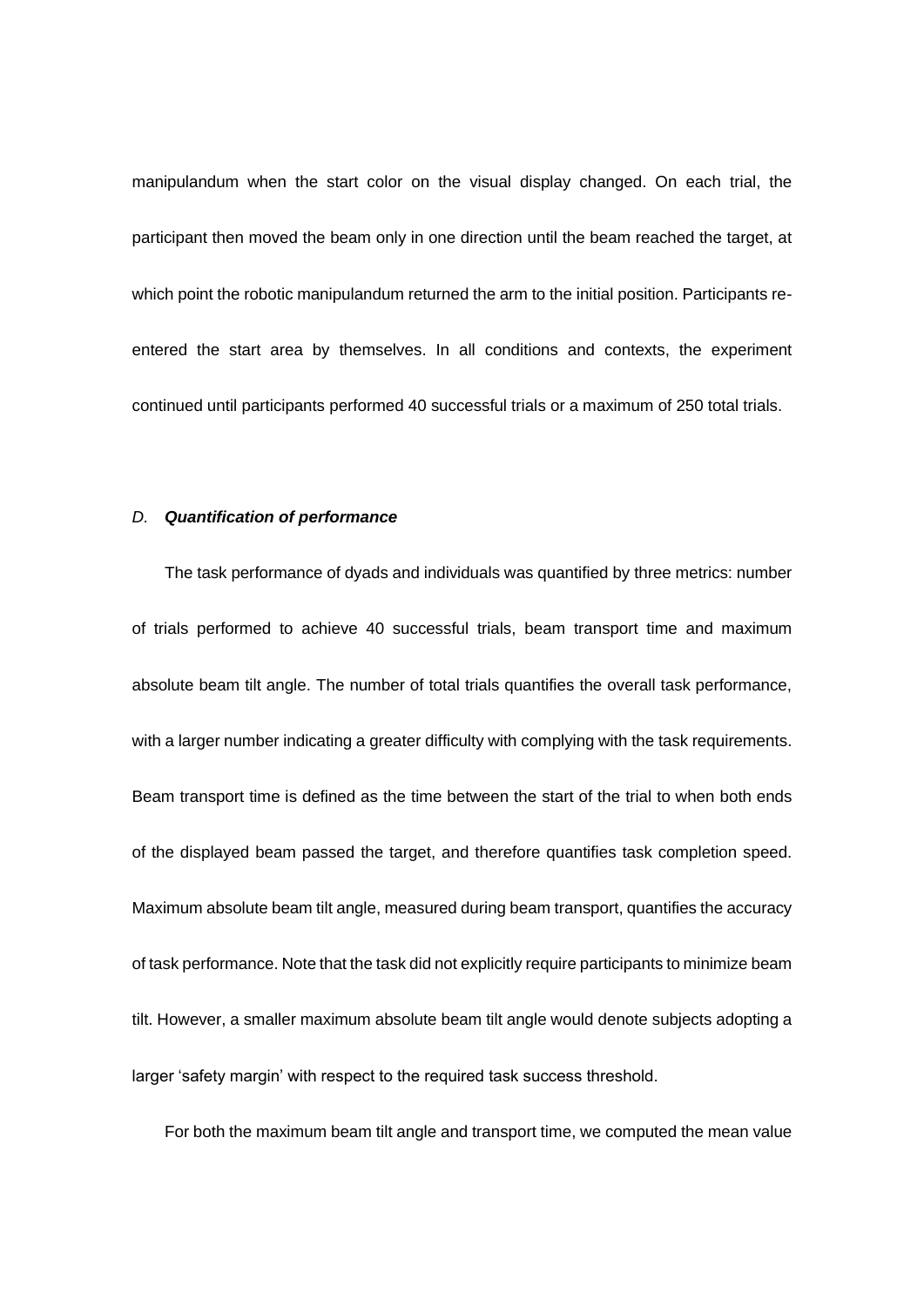manipulandum when the start color on the visual display changed. On each trial, the participant then moved the beam only in one direction until the beam reached the target, at which point the robotic manipulandum returned the arm to the initial position. Participants re-entered the start area by themselves. In all conditions and contexts, the experiment continued until participants performed 40 successful trials or a maximum of 250 total trials.

### *D.* ***Quantification of performance***

The task performance of dyads and individuals was quantified by three metrics: number of trials performed to achieve 40 successful trials, beam transport time and maximum absolute beam tilt angle. The number of total trials quantifies the overall task performance, with a larger number indicating a greater difficulty with complying with the task requirements. Beam transport time is defined as the time between the start of the trial to when both ends of the displayed beam passed the target, and therefore quantifies task completion speed. Maximum absolute beam tilt angle, measured during beam transport, quantifies the accuracy of task performance. Note that the task did not explicitly require participants to minimize beam tilt. However, a smaller maximum absolute beam tilt angle would denote subjects adopting a larger 'safety margin' with respect to the required task success threshold.

For both the maximum beam tilt angle and transport time, we computed the mean value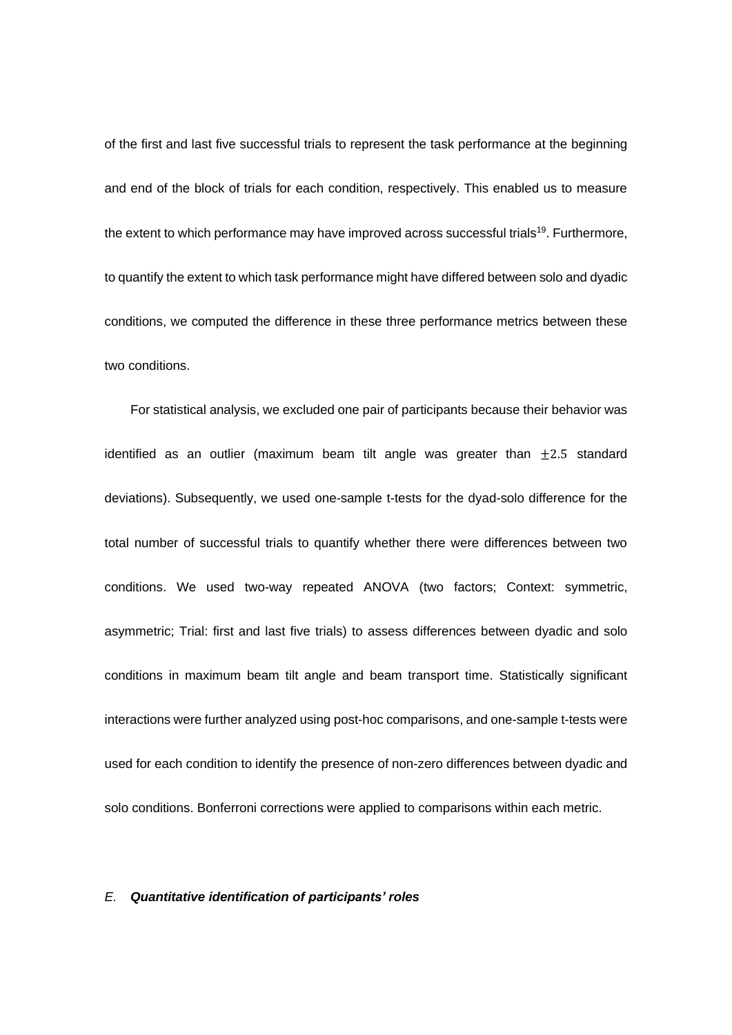of the first and last five successful trials to represent the task performance at the beginning and end of the block of trials for each condition, respectively. This enabled us to measure the extent to which performance may have improved across successful trials[19]. Furthermore, to quantify the extent to which task performance might have differed between solo and dyadic conditions, we computed the difference in these three performance metrics between these two conditions.

For statistical analysis, we excluded one pair of participants because their behavior was identified as an outlier (maximum beam tilt angle was greater than $\pm 2.5$ standard deviations). Subsequently, we used one-sample t-tests for the dyad-solo difference for the total number of successful trials to quantify whether there were differences between two conditions. We used two-way repeated ANOVA (two factors; Context: symmetric, asymmetric; Trial: first and last five trials) to assess differences between dyadic and solo conditions in maximum beam tilt angle and beam transport time. Statistically significant interactions were further analyzed using post-hoc comparisons, and one-sample t-tests were used for each condition to identify the presence of non-zero differences between dyadic and solo conditions. Bonferroni corrections were applied to comparisons within each metric.

### *E.* ***Quantitative identification of participants' roles***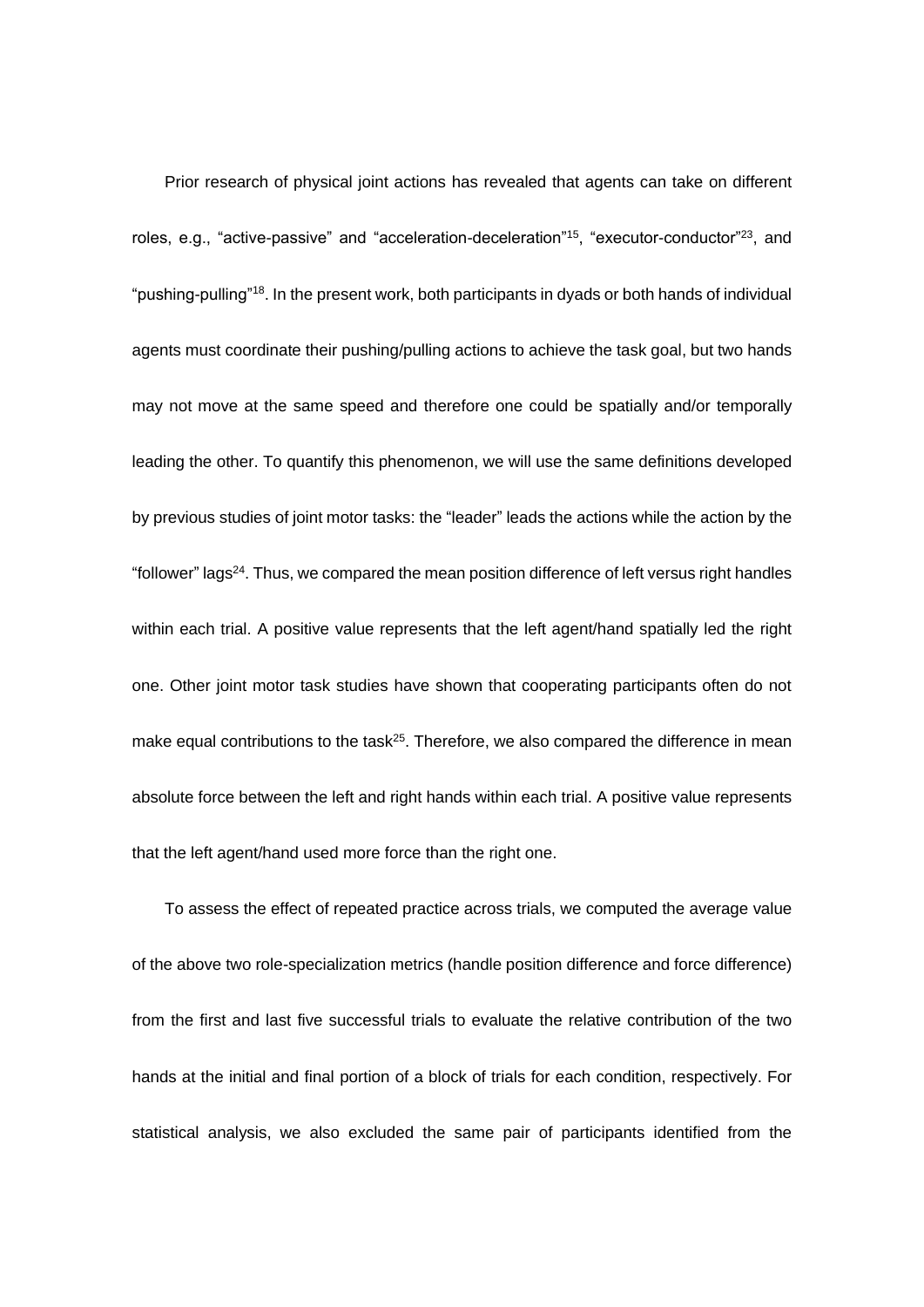Prior research of physical joint actions has revealed that agents can take on different roles, e.g., "active-passive" and "acceleration-deceleration"[15], "executor-conductor"[23], and "pushing-pulling"[18]. In the present work, both participants in dyads or both hands of individual agents must coordinate their pushing/pulling actions to achieve the task goal, but two hands may not move at the same speed and therefore one could be spatially and/or temporally leading the other. To quantify this phenomenon, we will use the same definitions developed by previous studies of joint motor tasks: the "leader" leads the actions while the action by the "follower" lags[24]. Thus, we compared the mean position difference of left versus right handles within each trial. A positive value represents that the left agent/hand spatially led the right one. Other joint motor task studies have shown that cooperating participants often do not make equal contributions to the task[25]. Therefore, we also compared the difference in mean absolute force between the left and right hands within each trial. A positive value represents that the left agent/hand used more force than the right one.

To assess the effect of repeated practice across trials, we computed the average value of the above two role-specialization metrics (handle position difference and force difference) from the first and last five successful trials to evaluate the relative contribution of the two hands at the initial and final portion of a block of trials for each condition, respectively. For statistical analysis, we also excluded the same pair of participants identified from the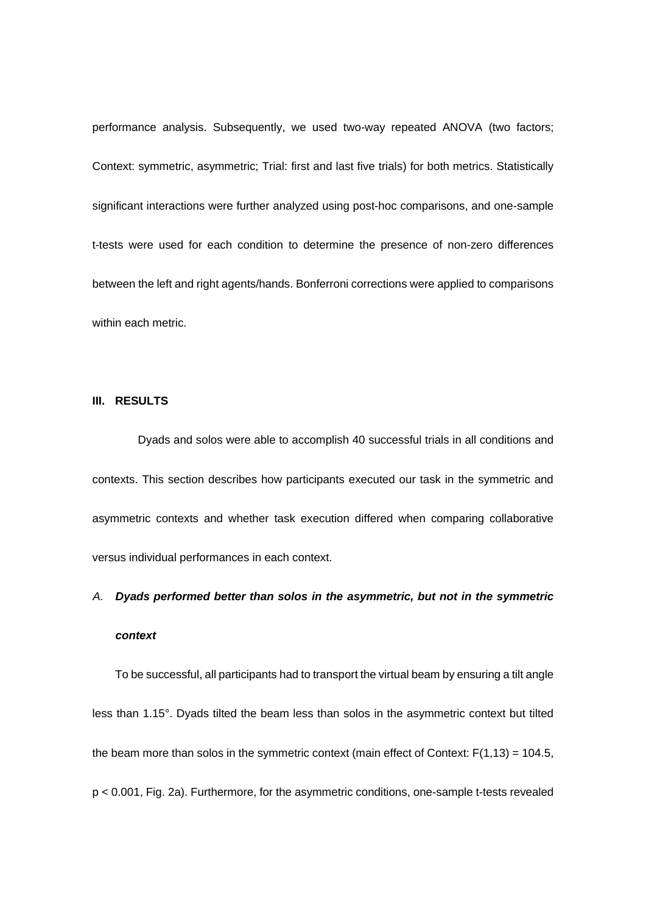performance analysis. Subsequently, we used two-way repeated ANOVA (two factors; Context: symmetric, asymmetric; Trial: first and last five trials) for both metrics. Statistically significant interactions were further analyzed using post-hoc comparisons, and one-sample t-tests were used for each condition to determine the presence of non-zero differences between the left and right agents/hands. Bonferroni corrections were applied to comparisons within each metric.

## III. RESULTS

Dyads and solos were able to accomplish 40 successful trials in all conditions and contexts. This section describes how participants executed our task in the symmetric and asymmetric contexts and whether task execution differed when comparing collaborative versus individual performances in each context.

### *A.* ***Dyads performed better than solos in the asymmetric, but not in the symmetric context***

To be successful, all participants had to transport the virtual beam by ensuring a tilt angle less than 1.15°. Dyads tilted the beam less than solos in the asymmetric context but tilted the beam more than solos in the symmetric context (main effect of Context: $F(1,13) = 104.5$, $p < 0.001$, Fig. 2a). Furthermore, for the asymmetric conditions, one-sample t-tests revealed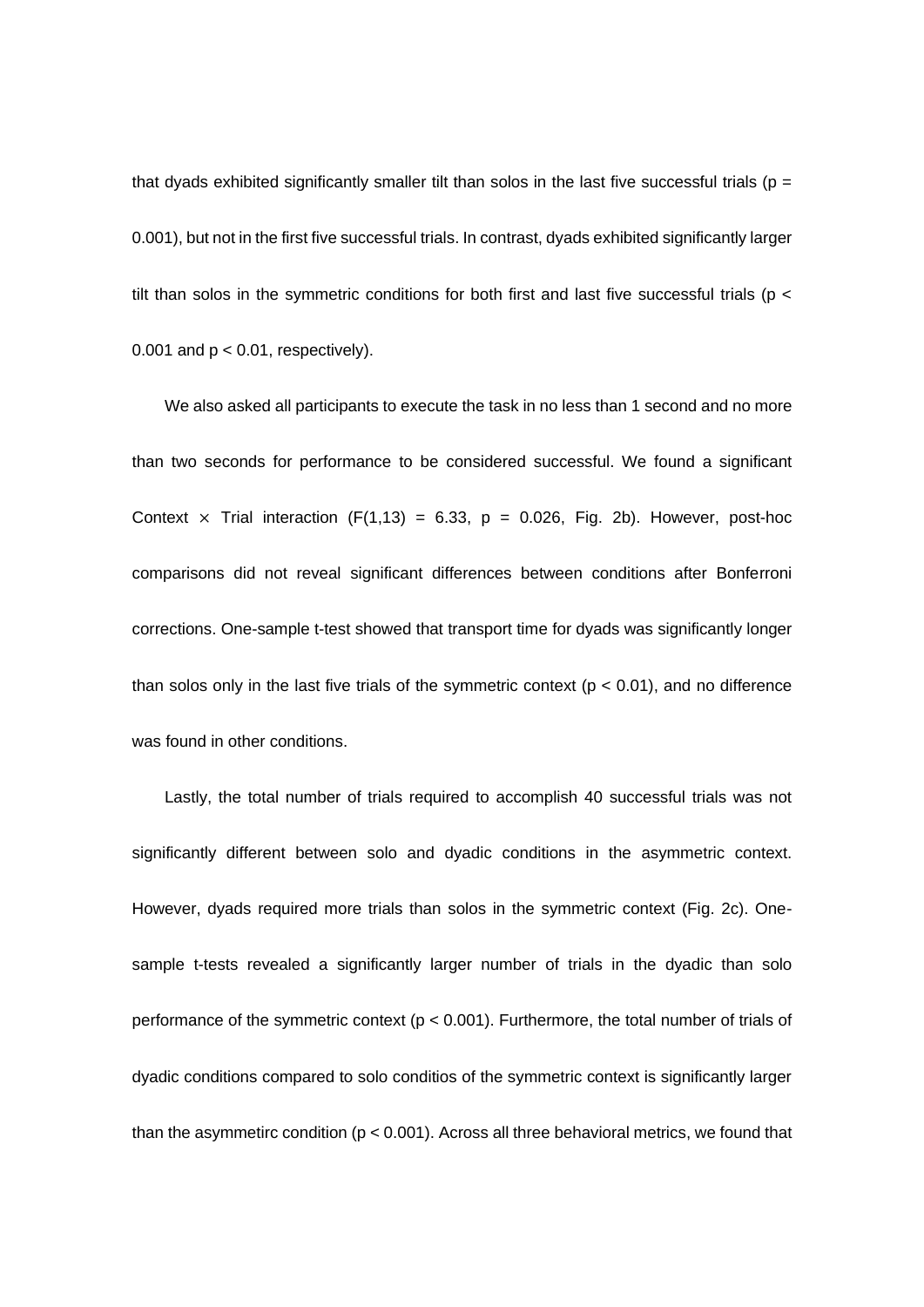that dyads exhibited significantly smaller tilt than solos in the last five successful trials ($p = 0.001$), but not in the first five successful trials. In contrast, dyads exhibited significantly larger tilt than solos in the symmetric conditions for both first and last five successful trials ($p < 0.001$ and $p < 0.01$, respectively).

We also asked all participants to execute the task in no less than 1 second and no more than two seconds for performance to be considered successful. We found a significant Context $\times$ Trial interaction ($F(1,13) = 6.33$, $p = 0.026$, Fig. 2b). However, post-hoc comparisons did not reveal significant differences between conditions after Bonferroni corrections. One-sample t-test showed that transport time for dyads was significantly longer than solos only in the last five trials of the symmetric context ($p < 0.01$), and no difference was found in other conditions.

Lastly, the total number of trials required to accomplish 40 successful trials was not significantly different between solo and dyadic conditions in the asymmetric context. However, dyads required more trials than solos in the symmetric context (Fig. 2c). One-sample t-tests revealed a significantly larger number of trials in the dyadic than solo performance of the symmetric context ($p < 0.001$). Furthermore, the total number of trials of dyadic conditions compared to solo conditios of the symmetric context is significantly larger than the asymmetirc condition ($p < 0.001$). Across all three behavioral metrics, we found that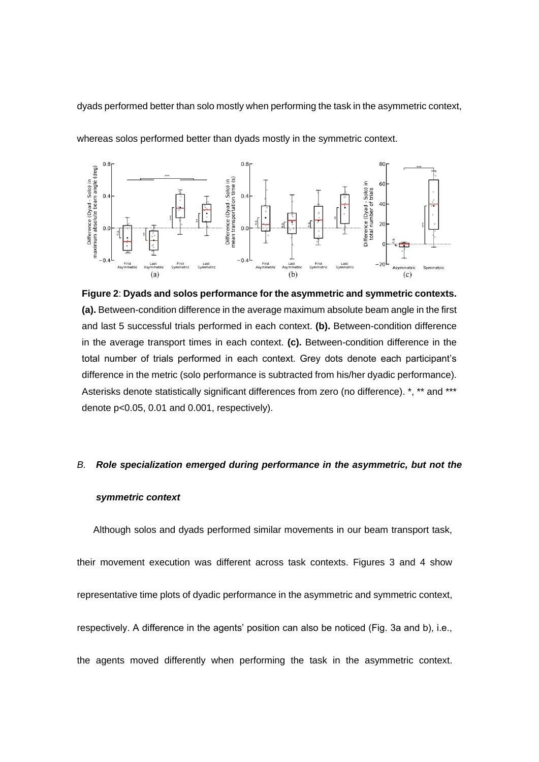dyads performed better than solo mostly when performing the task in the asymmetric context, whereas solos performed better than dyads mostly in the symmetric context.

**Figure 2**: **Dyads and solos performance for the asymmetric and symmetric contexts. (a).** Between-condition difference in the average maximum absolute beam angle in the first and last 5 successful trials performed in each context. **(b).** Between-condition difference in the average transport times in each context. **(c).** Between-condition difference in the total number of trials performed in each context. Grey dots denote each participant's difference in the metric (solo performance is subtracted from his/her dyadic performance). Asterisks denote statistically significant differences from zero (no difference). *, ** and *** denote p<0.05, 0.01 and 0.001, respectively).

### *B. **Role specialization emerged during performance in the asymmetric, but not the symmetric context***

Although solos and dyads performed similar movements in our beam transport task, their movement execution was different across task contexts. Figures 3 and 4 show representative time plots of dyadic performance in the asymmetric and symmetric context, respectively. A difference in the agents' position can also be noticed (Fig. 3a and b), i.e., the agents moved differently when performing the task in the asymmetric context.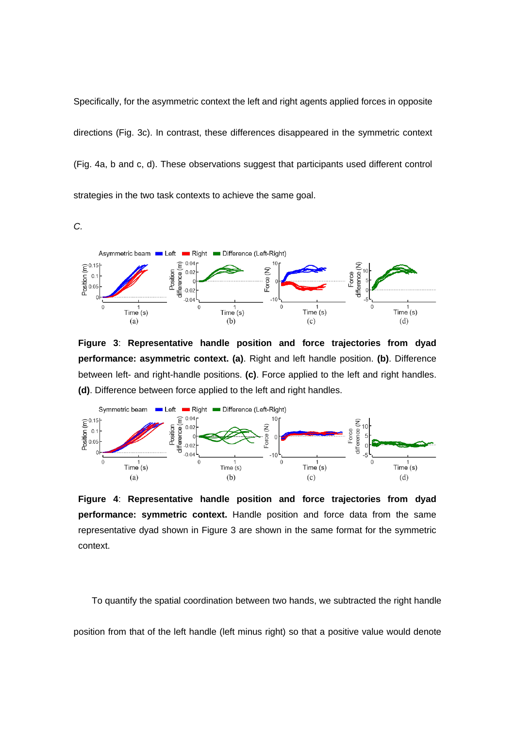Specifically, for the asymmetric context the left and right agents applied forces in opposite directions (Fig. 3c). In contrast, these differences disappeared in the symmetric context (Fig. 4a, b and c, d). These observations suggest that participants used different control strategies in the two task contexts to achieve the same goal.

*C.*

**Figure 3**: **Representative handle position and force trajectories from dyad performance: asymmetric context. (a)**. Right and left handle position. **(b)**. Difference between left- and right-handle positions. **(c)**. Force applied to the left and right handles. **(d)**. Difference between force applied to the left and right handles.

**Figure 4**: **Representative handle position and force trajectories from dyad performance: symmetric context.** Handle position and force data from the same representative dyad shown in Figure 3 are shown in the same format for the symmetric context.

To quantify the spatial coordination between two hands, we subtracted the right handle position from that of the left handle (left minus right) so that a positive value would denote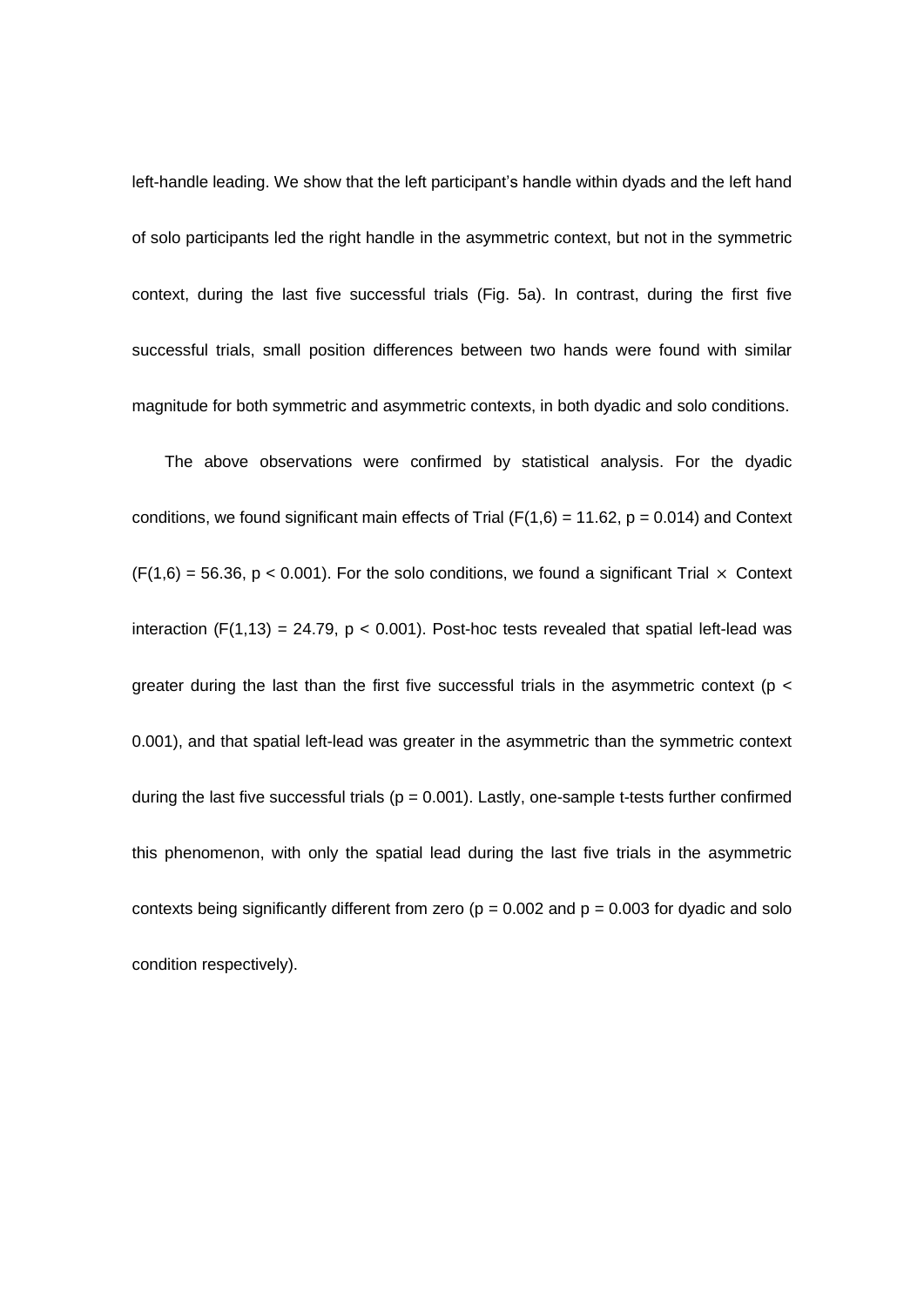left-handle leading. We show that the left participant's handle within dyads and the left hand of solo participants led the right handle in the asymmetric context, but not in the symmetric context, during the last five successful trials (Fig. 5a). In contrast, during the first five successful trials, small position differences between two hands were found with similar magnitude for both symmetric and asymmetric contexts, in both dyadic and solo conditions.

The above observations were confirmed by statistical analysis. For the dyadic conditions, we found significant main effects of Trial ($F(1,6) = 11.62$, $p = 0.014$) and Context ($F(1,6) = 56.36$, $p < 0.001$). For the solo conditions, we found a significant Trial $\times$ Context interaction ($F(1,13) = 24.79$, $p < 0.001$). Post-hoc tests revealed that spatial left-lead was greater during the last than the first five successful trials in the asymmetric context ($p < 0.001$), and that spatial left-lead was greater in the asymmetric than the symmetric context during the last five successful trials ($p = 0.001$). Lastly, one-sample t-tests further confirmed this phenomenon, with only the spatial lead during the last five trials in the asymmetric contexts being significantly different from zero ($p = 0.002$ and $p = 0.003$ for dyadic and solo condition respectively).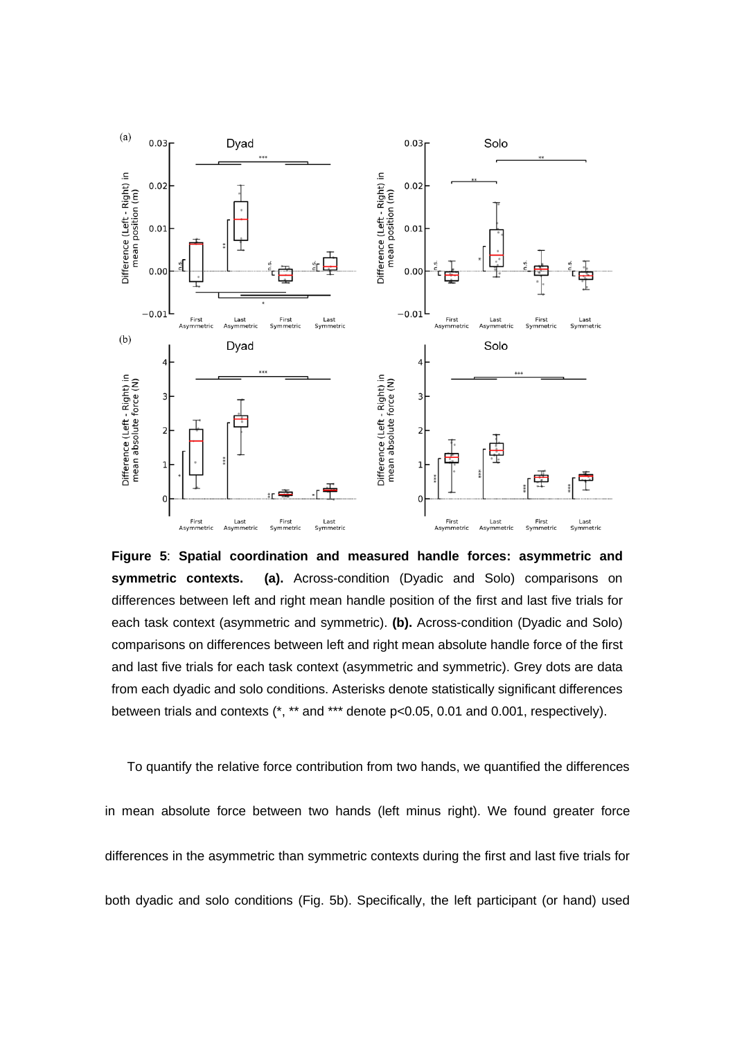**Figure 5**: **Spatial coordination and measured handle forces: asymmetric and symmetric contexts.** **(a).** Across-condition (Dyadic and Solo) comparisons on differences between left and right mean handle position of the first and last five trials for each task context (asymmetric and symmetric). **(b).** Across-condition (Dyadic and Solo) comparisons on differences between left and right mean absolute handle force of the first and last five trials for each task context (asymmetric and symmetric). Grey dots are data from each dyadic and solo conditions. Asterisks denote statistically significant differences between trials and contexts (*, ** and *** denote p<0.05, 0.01 and 0.001, respectively).

To quantify the relative force contribution from two hands, we quantified the differences in mean absolute force between two hands (left minus right). We found greater force differences in the asymmetric than symmetric contexts during the first and last five trials for both dyadic and solo conditions (Fig. 5b). Specifically, the left participant (or hand) used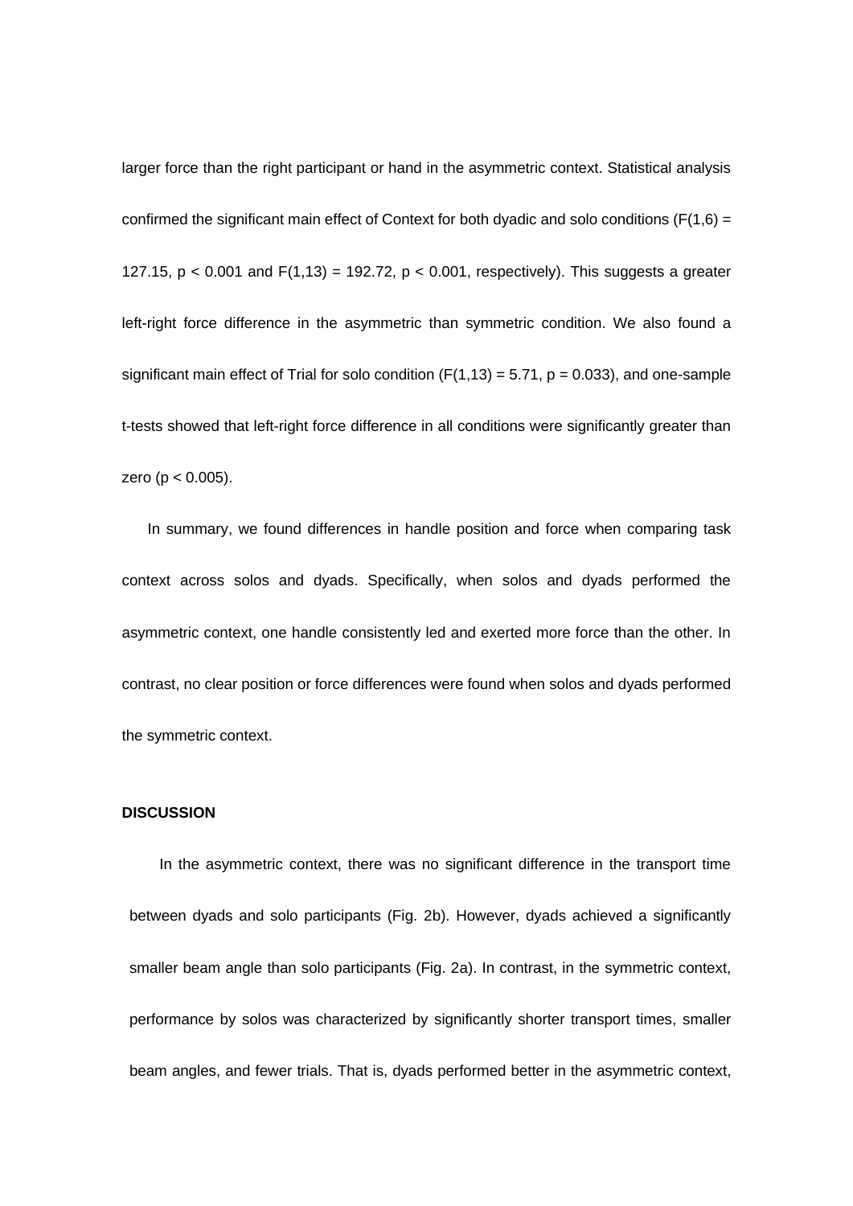larger force than the right participant or hand in the asymmetric context. Statistical analysis confirmed the significant main effect of Context for both dyadic and solo conditions ($F(1,6) = 127.15$, $p < 0.001$ and $F(1,13) = 192.72$, $p < 0.001$, respectively). This suggests a greater left-right force difference in the asymmetric than symmetric condition. We also found a significant main effect of Trial for solo condition ($F(1,13) = 5.71$, $p = 0.033$), and one-sample t-tests showed that left-right force difference in all conditions were significantly greater than zero ($p < 0.005$).

In summary, we found differences in handle position and force when comparing task context across solos and dyads. Specifically, when solos and dyads performed the asymmetric context, one handle consistently led and exerted more force than the other. In contrast, no clear position or force differences were found when solos and dyads performed the symmetric context.

**DISCUSSION**

In the asymmetric context, there was no significant difference in the transport time between dyads and solo participants (Fig. 2b). However, dyads achieved a significantly smaller beam angle than solo participants (Fig. 2a). In contrast, in the symmetric context, performance by solos was characterized by significantly shorter transport times, smaller beam angles, and fewer trials. That is, dyads performed better in the asymmetric context,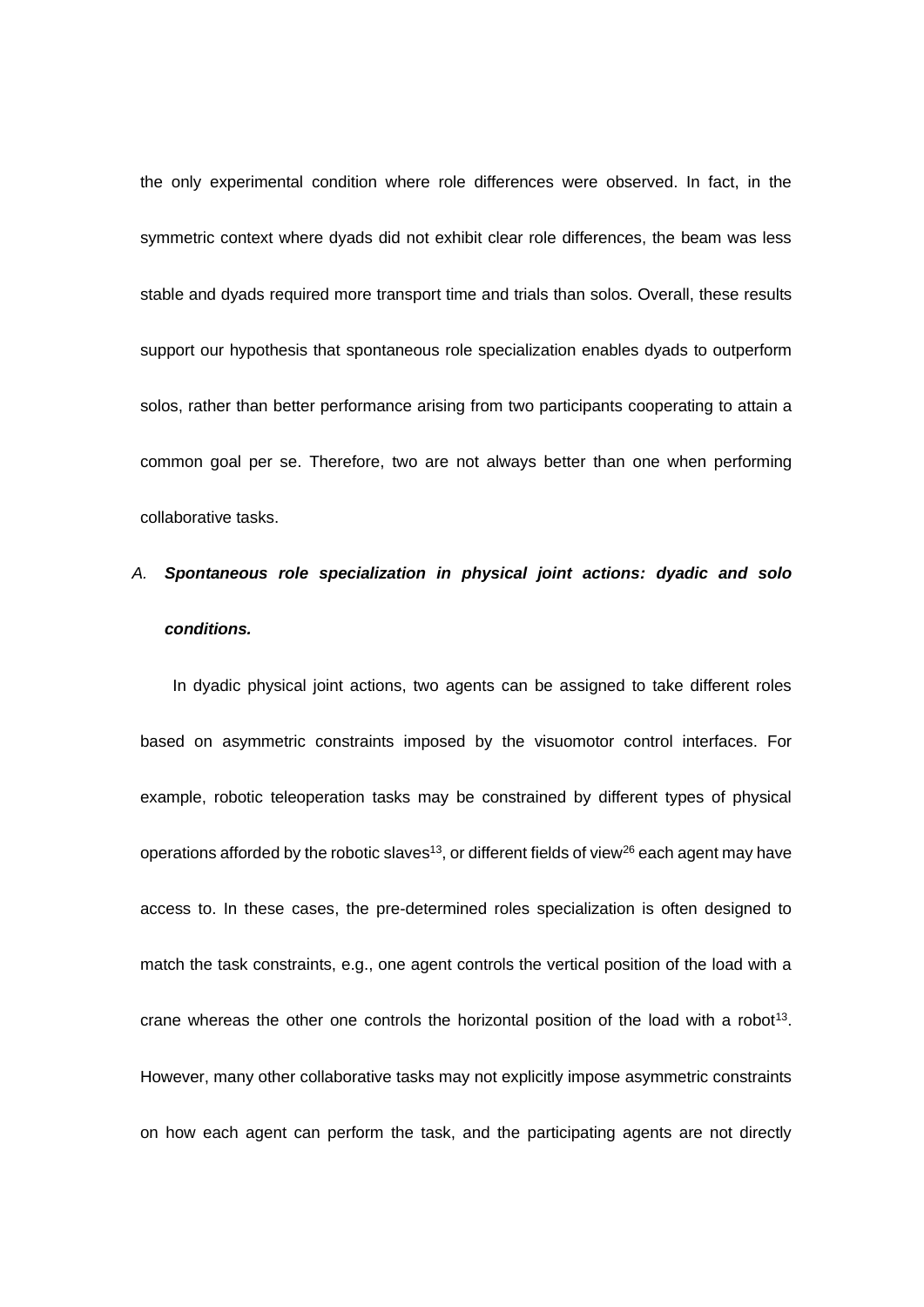the only experimental condition where role differences were observed. In fact, in the symmetric context where dyads did not exhibit clear role differences, the beam was less stable and dyads required more transport time and trials than solos. Overall, these results support our hypothesis that spontaneous role specialization enables dyads to outperform solos, rather than better performance arising from two participants cooperating to attain a common goal per se. Therefore, two are not always better than one when performing collaborative tasks.

### A. *Spontaneous role specialization in physical joint actions: dyadic and solo conditions.*

In dyadic physical joint actions, two agents can be assigned to take different roles based on asymmetric constraints imposed by the visuomotor control interfaces. For example, robotic teleoperation tasks may be constrained by different types of physical operations afforded by the robotic slaves[13], or different fields of view[26] each agent may have access to. In these cases, the pre-determined roles specialization is often designed to match the task constraints, e.g., one agent controls the vertical position of the load with a crane whereas the other one controls the horizontal position of the load with a robot[13]. However, many other collaborative tasks may not explicitly impose asymmetric constraints on how each agent can perform the task, and the participating agents are not directly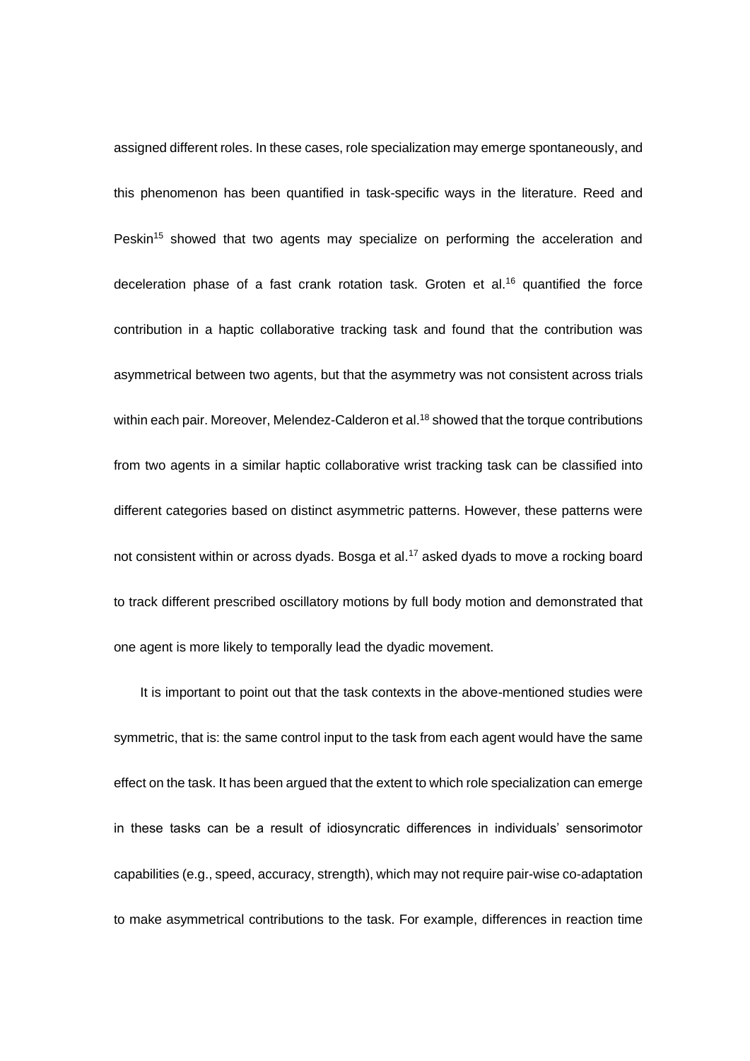assigned different roles. In these cases, role specialization may emerge spontaneously, and this phenomenon has been quantified in task-specific ways in the literature. Reed and Peskin[15] showed that two agents may specialize on performing the acceleration and deceleration phase of a fast crank rotation task. Groten et al.[16] quantified the force contribution in a haptic collaborative tracking task and found that the contribution was asymmetrical between two agents, but that the asymmetry was not consistent across trials within each pair. Moreover, Melendez-Calderon et al.[18] showed that the torque contributions from two agents in a similar haptic collaborative wrist tracking task can be classified into different categories based on distinct asymmetric patterns. However, these patterns were not consistent within or across dyads. Bosga et al.[17] asked dyads to move a rocking board to track different prescribed oscillatory motions by full body motion and demonstrated that one agent is more likely to temporally lead the dyadic movement.

It is important to point out that the task contexts in the above-mentioned studies were symmetric, that is: the same control input to the task from each agent would have the same effect on the task. It has been argued that the extent to which role specialization can emerge in these tasks can be a result of idiosyncratic differences in individuals' sensorimotor capabilities (e.g., speed, accuracy, strength), which may not require pair-wise co-adaptation to make asymmetrical contributions to the task. For example, differences in reaction time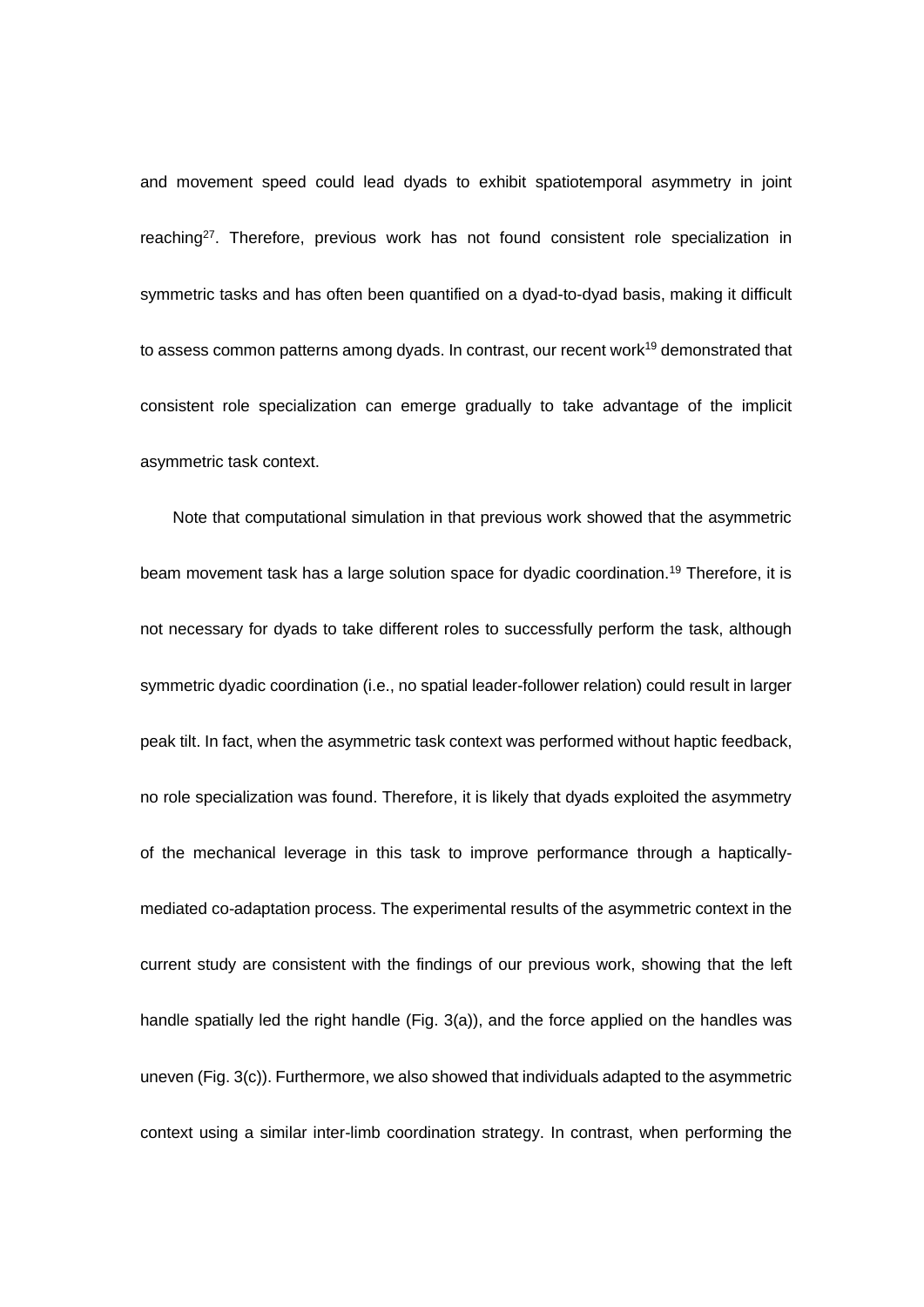and movement speed could lead dyads to exhibit spatiotemporal asymmetry in joint reaching[27]. Therefore, previous work has not found consistent role specialization in symmetric tasks and has often been quantified on a dyad-to-dyad basis, making it difficult to assess common patterns among dyads. In contrast, our recent work[19] demonstrated that consistent role specialization can emerge gradually to take advantage of the implicit asymmetric task context.

Note that computational simulation in that previous work showed that the asymmetric beam movement task has a large solution space for dyadic coordination.[19] Therefore, it is not necessary for dyads to take different roles to successfully perform the task, although symmetric dyadic coordination (i.e., no spatial leader-follower relation) could result in larger peak tilt. In fact, when the asymmetric task context was performed without haptic feedback, no role specialization was found. Therefore, it is likely that dyads exploited the asymmetry of the mechanical leverage in this task to improve performance through a haptically-mediated co-adaptation process. The experimental results of the asymmetric context in the current study are consistent with the findings of our previous work, showing that the left handle spatially led the right handle (Fig. 3(a)), and the force applied on the handles was uneven (Fig. 3(c)). Furthermore, we also showed that individuals adapted to the asymmetric context using a similar inter-limb coordination strategy. In contrast, when performing the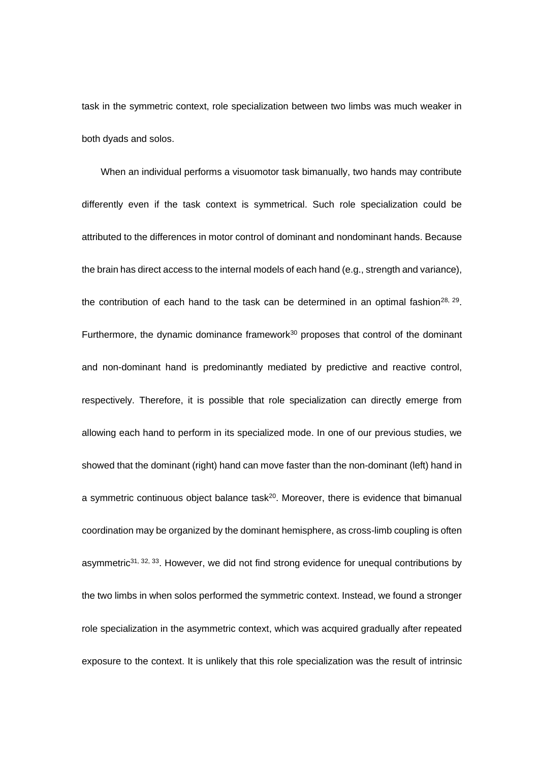task in the symmetric context, role specialization between two limbs was much weaker in both dyads and solos.

When an individual performs a visuomotor task bimanually, two hands may contribute differently even if the task context is symmetrical. Such role specialization could be attributed to the differences in motor control of dominant and nondominant hands. Because the brain has direct access to the internal models of each hand (e.g., strength and variance), the contribution of each hand to the task can be determined in an optimal fashion[28, 29]. Furthermore, the dynamic dominance framework[30] proposes that control of the dominant and non-dominant hand is predominantly mediated by predictive and reactive control, respectively. Therefore, it is possible that role specialization can directly emerge from allowing each hand to perform in its specialized mode. In one of our previous studies, we showed that the dominant (right) hand can move faster than the non-dominant (left) hand in a symmetric continuous object balance task[20]. Moreover, there is evidence that bimanual coordination may be organized by the dominant hemisphere, as cross-limb coupling is often asymmetric[31, 32, 33]. However, we did not find strong evidence for unequal contributions by the two limbs in when solos performed the symmetric context. Instead, we found a stronger role specialization in the asymmetric context, which was acquired gradually after repeated exposure to the context. It is unlikely that this role specialization was the result of intrinsic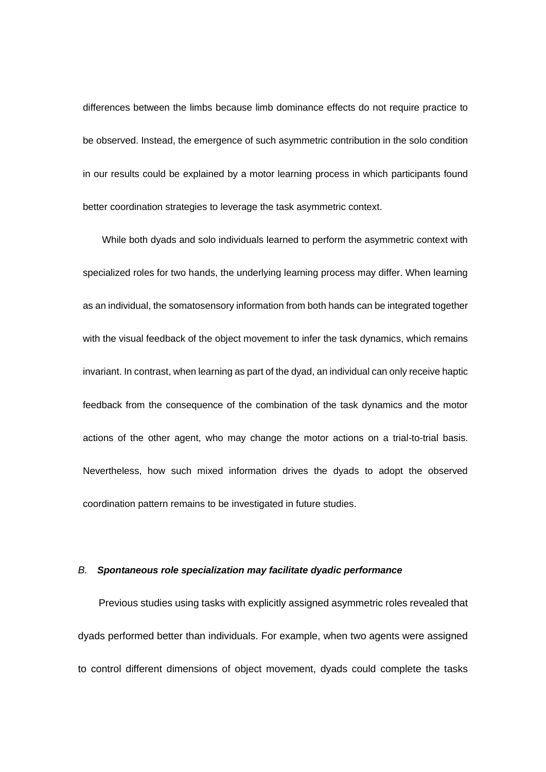differences between the limbs because limb dominance effects do not require practice to be observed. Instead, the emergence of such asymmetric contribution in the solo condition in our results could be explained by a motor learning process in which participants found better coordination strategies to leverage the task asymmetric context.

While both dyads and solo individuals learned to perform the asymmetric context with specialized roles for two hands, the underlying learning process may differ. When learning as an individual, the somatosensory information from both hands can be integrated together with the visual feedback of the object movement to infer the task dynamics, which remains invariant. In contrast, when learning as part of the dyad, an individual can only receive haptic feedback from the consequence of the combination of the task dynamics and the motor actions of the other agent, who may change the motor actions on a trial-to-trial basis. Nevertheless, how such mixed information drives the dyads to adopt the observed coordination pattern remains to be investigated in future studies.

### *B.* ***Spontaneous role specialization may facilitate dyadic performance***

Previous studies using tasks with explicitly assigned asymmetric roles revealed that dyads performed better than individuals. For example, when two agents were assigned to control different dimensions of object movement, dyads could complete the tasks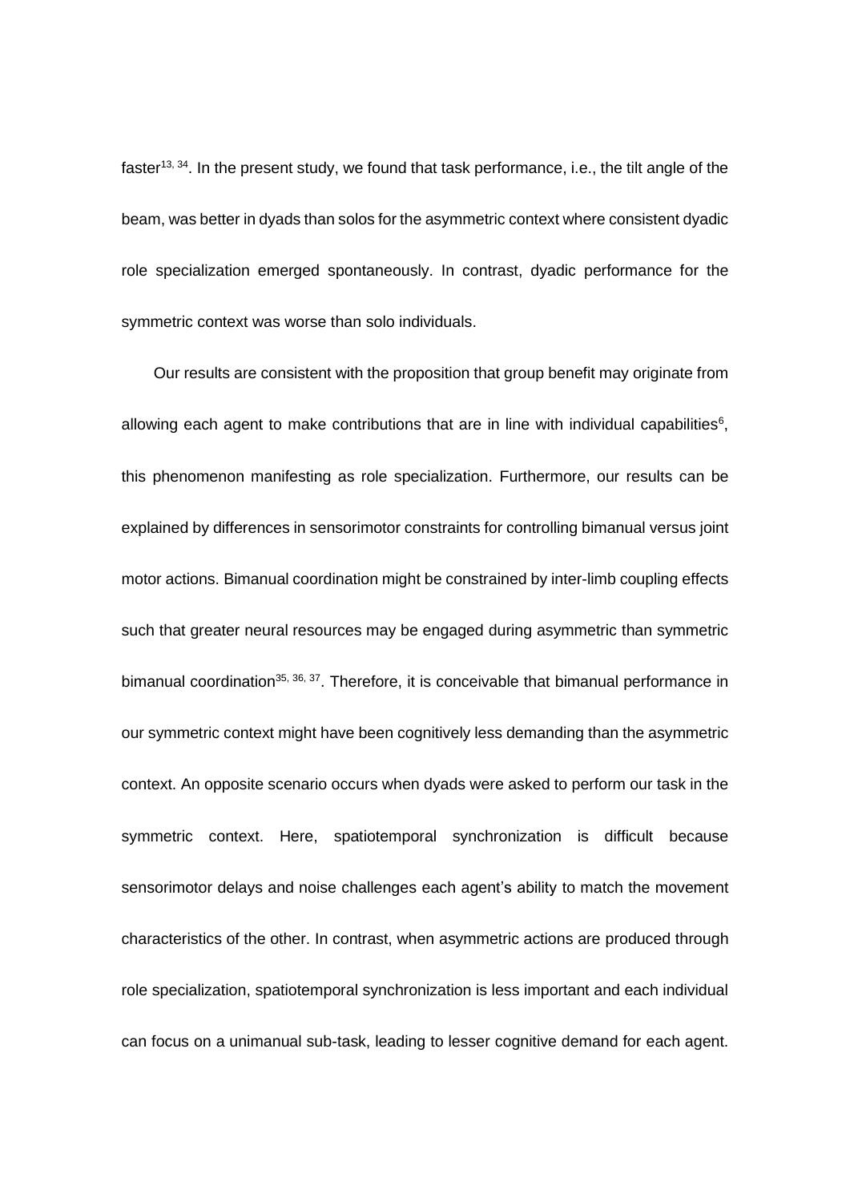faster[13, 34]. In the present study, we found that task performance, i.e., the tilt angle of the beam, was better in dyads than solos for the asymmetric context where consistent dyadic role specialization emerged spontaneously. In contrast, dyadic performance for the symmetric context was worse than solo individuals.

Our results are consistent with the proposition that group benefit may originate from allowing each agent to make contributions that are in line with individual capabilities[6], this phenomenon manifesting as role specialization. Furthermore, our results can be explained by differences in sensorimotor constraints for controlling bimanual versus joint motor actions. Bimanual coordination might be constrained by inter-limb coupling effects such that greater neural resources may be engaged during asymmetric than symmetric bimanual coordination[35, 36, 37]. Therefore, it is conceivable that bimanual performance in our symmetric context might have been cognitively less demanding than the asymmetric context. An opposite scenario occurs when dyads were asked to perform our task in the symmetric context. Here, spatiotemporal synchronization is difficult because sensorimotor delays and noise challenges each agent's ability to match the movement characteristics of the other. In contrast, when asymmetric actions are produced through role specialization, spatiotemporal synchronization is less important and each individual can focus on a unimanual sub-task, leading to lesser cognitive demand for each agent.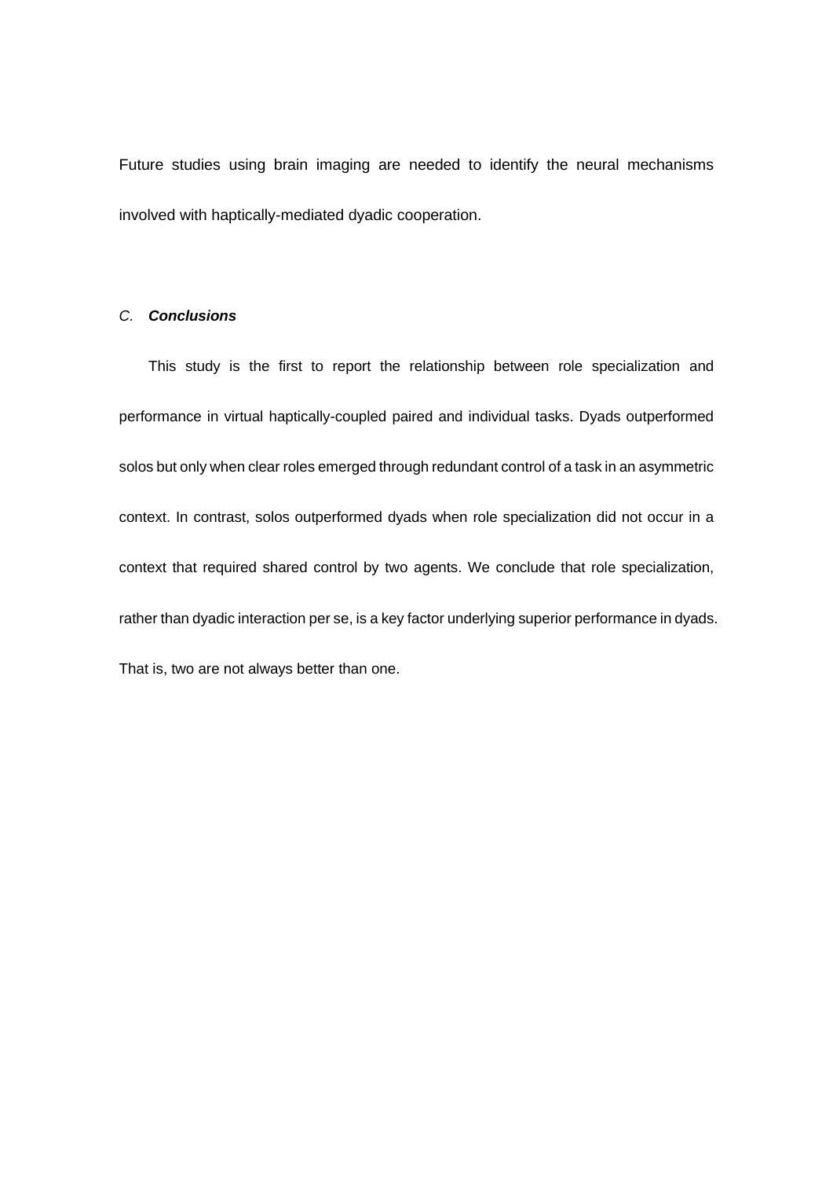Future studies using brain imaging are needed to identify the neural mechanisms involved with haptically-mediated dyadic cooperation.

### *C.* ***Conclusions***

This study is the first to report the relationship between role specialization and performance in virtual haptically-coupled paired and individual tasks. Dyads outperformed solos but only when clear roles emerged through redundant control of a task in an asymmetric context. In contrast, solos outperformed dyads when role specialization did not occur in a context that required shared control by two agents. We conclude that role specialization, rather than dyadic interaction per se, is a key factor underlying superior performance in dyads. That is, two are not always better than one.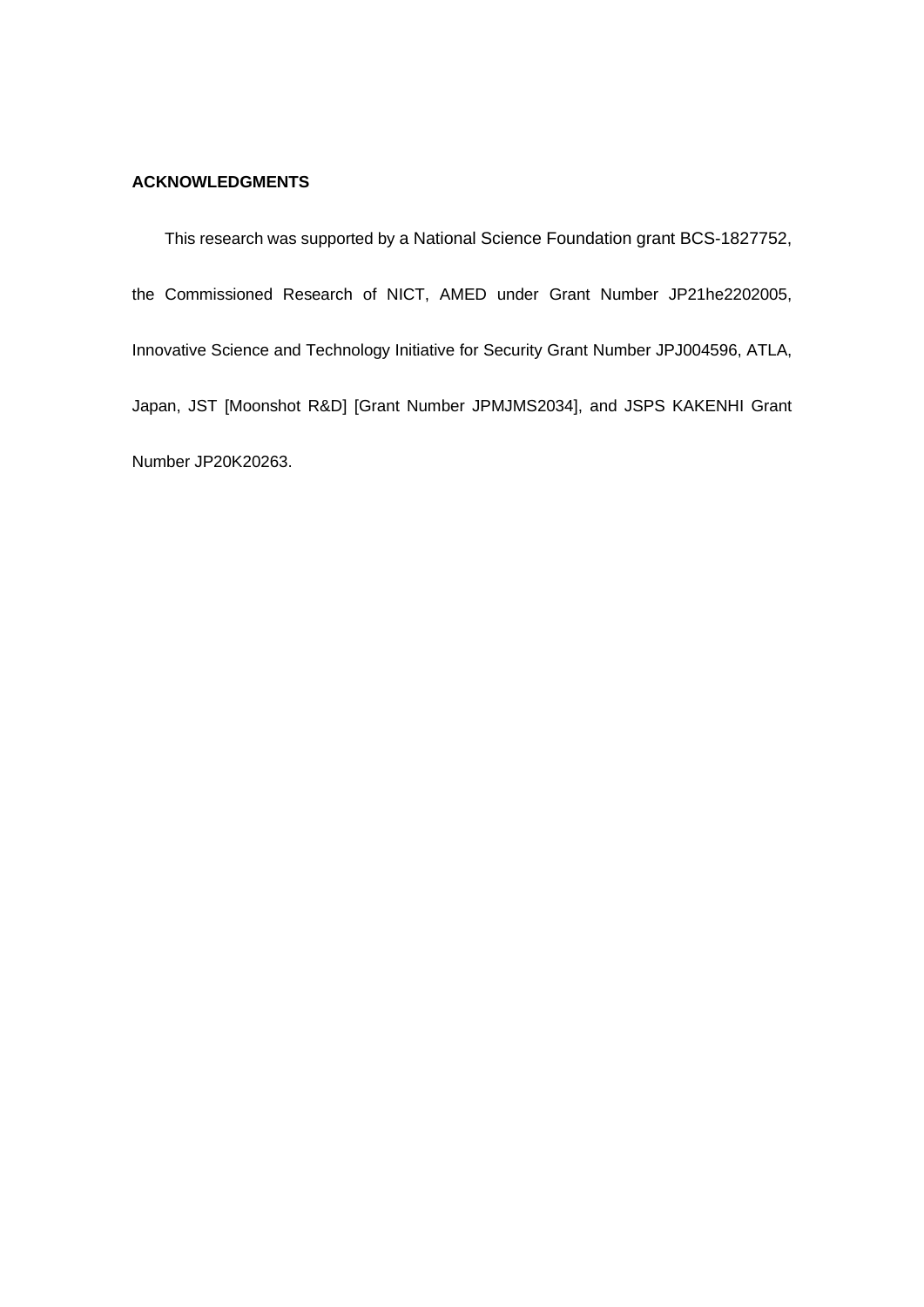## ACKNOWLEDGMENTS

This research was supported by a National Science Foundation grant BCS-1827752, the Commissioned Research of NICT, AMED under Grant Number JP21he2202005, Innovative Science and Technology Initiative for Security Grant Number JPJ004596, ATLA, Japan, JST [Moonshot R&D] [Grant Number JPMJMS2034], and JSPS KAKENHI Grant Number JP20K20263.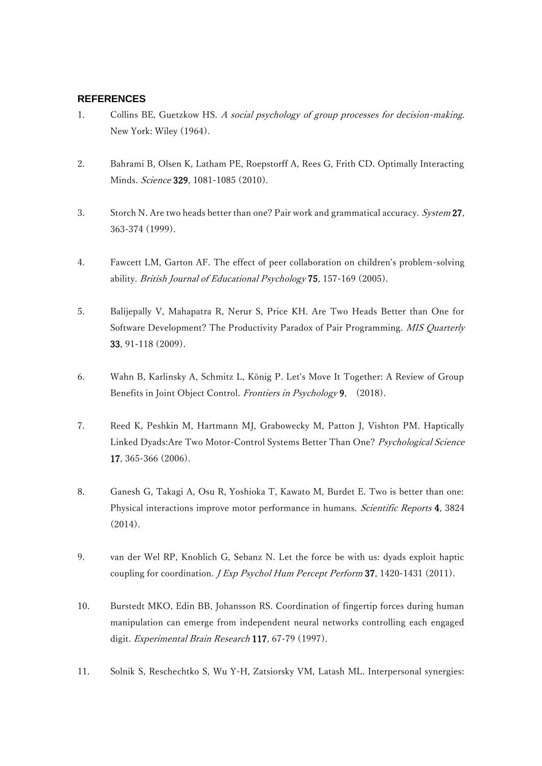## REFERENCES

1. Collins BE, Guetzkow HS. *A social psychology of group processes for decision-making*. New York: Wiley (1964).

2. Bahrami B, Olsen K, Latham PE, Roepstorff A, Rees G, Frith CD. Optimally Interacting Minds. *Science* **329**, 1081-1085 (2010).

3. Storch N. Are two heads better than one? Pair work and grammatical accuracy. *System* **27**, 363-374 (1999).

4. Fawcett LM, Garton AF. The effect of peer collaboration on children's problem-solving ability. *British Journal of Educational Psychology* **75**, 157-169 (2005).

5. Balijepally V, Mahapatra R, Nerur S, Price KH. Are Two Heads Better than One for Software Development? The Productivity Paradox of Pair Programming. *MIS Quarterly* **33**, 91-118 (2009).

6. Wahn B, Karlinsky A, Schmitz L, König P. Let's Move It Together: A Review of Group Benefits in Joint Object Control. *Frontiers in Psychology* **9**, (2018).

7. Reed K, Peshkin M, Hartmann MJ, Grabowecky M, Patton J, Vishton PM. Haptically Linked Dyads:Are Two Motor-Control Systems Better Than One? *Psychological Science* **17**, 365-366 (2006).

8. Ganesh G, Takagi A, Osu R, Yoshioka T, Kawato M, Burdet E. Two is better than one: Physical interactions improve motor performance in humans. *Scientific Reports* **4**, 3824 (2014).

9. van der Wel RP, Knoblich G, Sebanz N. Let the force be with us: dyads exploit haptic coupling for coordination. *J Exp Psychol Hum Percept Perform* **37**, 1420-1431 (2011).

10. Burstedt MKO, Edin BB, Johansson RS. Coordination of fingertip forces during human manipulation can emerge from independent neural networks controlling each engaged digit. *Experimental Brain Research* **117**, 67-79 (1997).

11. Solnik S, Reschechtko S, Wu Y-H, Zatsiorsky VM, Latash ML. Interpersonal synergies: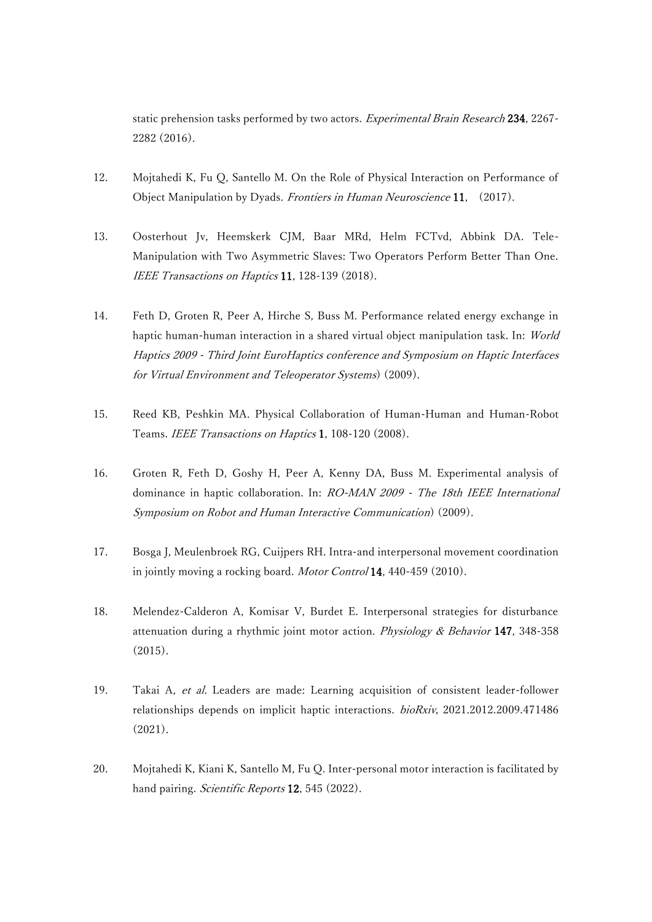static prehension tasks performed by two actors. *Experimental Brain Research* **234**, 2267-2282 (2016).

12. Mojtahedi K, Fu Q, Santello M. On the Role of Physical Interaction on Performance of Object Manipulation by Dyads. *Frontiers in Human Neuroscience* **11**, (2017).

13. Oosterhout Jv, Heemskerk CJM, Baar MRd, Helm FCTvd, Abbink DA. Tele-Manipulation with Two Asymmetric Slaves: Two Operators Perform Better Than One. *IEEE Transactions on Haptics* **11**, 128-139 (2018).

14. Feth D, Groten R, Peer A, Hirche S, Buss M. Performance related energy exchange in haptic human-human interaction in a shared virtual object manipulation task. In: *World Haptics 2009 - Third Joint EuroHaptics conference and Symposium on Haptic Interfaces for Virtual Environment and Teleoperator Systems*) (2009).

15. Reed KB, Peshkin MA. Physical Collaboration of Human-Human and Human-Robot Teams. *IEEE Transactions on Haptics* **1**, 108-120 (2008).

16. Groten R, Feth D, Goshy H, Peer A, Kenny DA, Buss M. Experimental analysis of dominance in haptic collaboration. In: *RO-MAN 2009 - The 18th IEEE International Symposium on Robot and Human Interactive Communication*) (2009).

17. Bosga J, Meulenbroek RG, Cuijpers RH. Intra-and interpersonal movement coordination in jointly moving a rocking board. *Motor Control* **14**, 440-459 (2010).

18. Melendez-Calderon A, Komisar V, Burdet E. Interpersonal strategies for disturbance attenuation during a rhythmic joint motor action. *Physiology & Behavior* **147**, 348-358 (2015).

19. Takai A, *et al.* Leaders are made: Learning acquisition of consistent leader-follower relationships depends on implicit haptic interactions. *bioRxiv*, 2021.2012.2009.471486 (2021).

20. Mojtahedi K, Kiani K, Santello M, Fu Q. Inter-personal motor interaction is facilitated by hand pairing. *Scientific Reports* **12**, 545 (2022).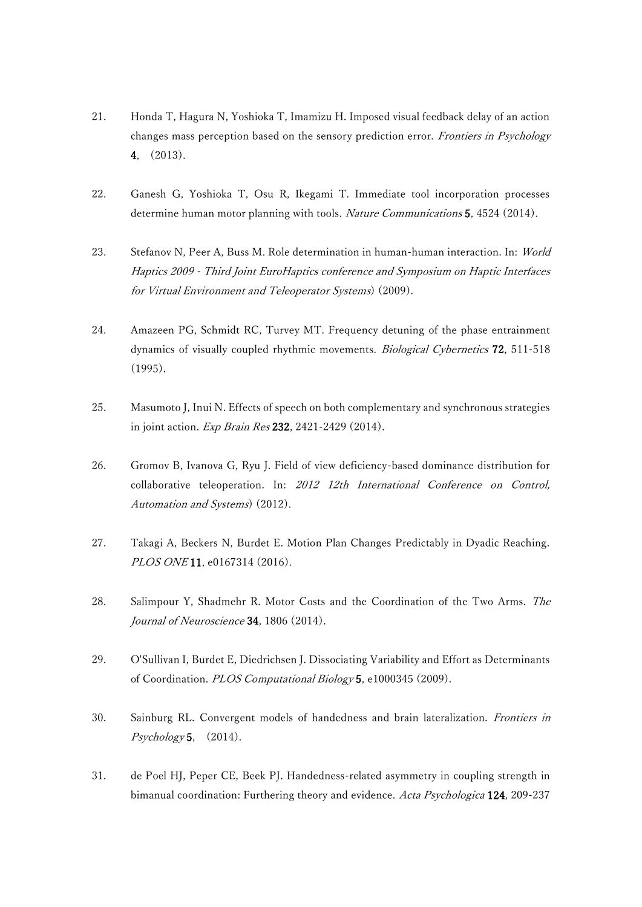21. Honda T, Hagura N, Yoshioka T, Imamizu H. Imposed visual feedback delay of an action changes mass perception based on the sensory prediction error. *Frontiers in Psychology* **4**, (2013).

22. Ganesh G, Yoshioka T, Osu R, Ikegami T. Immediate tool incorporation processes determine human motor planning with tools. *Nature Communications* **5**, 4524 (2014).

23. Stefanov N, Peer A, Buss M. Role determination in human-human interaction. In: *World Haptics 2009 - Third Joint EuroHaptics conference and Symposium on Haptic Interfaces for Virtual Environment and Teleoperator Systems*) (2009).

24. Amazeen PG, Schmidt RC, Turvey MT. Frequency detuning of the phase entrainment dynamics of visually coupled rhythmic movements. *Biological Cybernetics* **72**, 511-518 (1995).

25. Masumoto J, Inui N. Effects of speech on both complementary and synchronous strategies in joint action. *Exp Brain Res* **232**, 2421-2429 (2014).

26. Gromov B, Ivanova G, Ryu J. Field of view deficiency-based dominance distribution for collaborative teleoperation. In: *2012 12th International Conference on Control, Automation and Systems*) (2012).

27. Takagi A, Beckers N, Burdet E. Motion Plan Changes Predictably in Dyadic Reaching. *PLOS ONE* **11**, e0167314 (2016).

28. Salimpour Y, Shadmehr R. Motor Costs and the Coordination of the Two Arms. *The Journal of Neuroscience* **34**, 1806 (2014).

29. O'Sullivan I, Burdet E, Diedrichsen J. Dissociating Variability and Effort as Determinants of Coordination. *PLOS Computational Biology* **5**, e1000345 (2009).

30. Sainburg RL. Convergent models of handedness and brain lateralization. *Frontiers in Psychology* **5**, (2014).

31. de Poel HJ, Peper CE, Beek PJ. Handedness-related asymmetry in coupling strength in bimanual coordination: Furthering theory and evidence. *Acta Psychologica* **124**, 209-237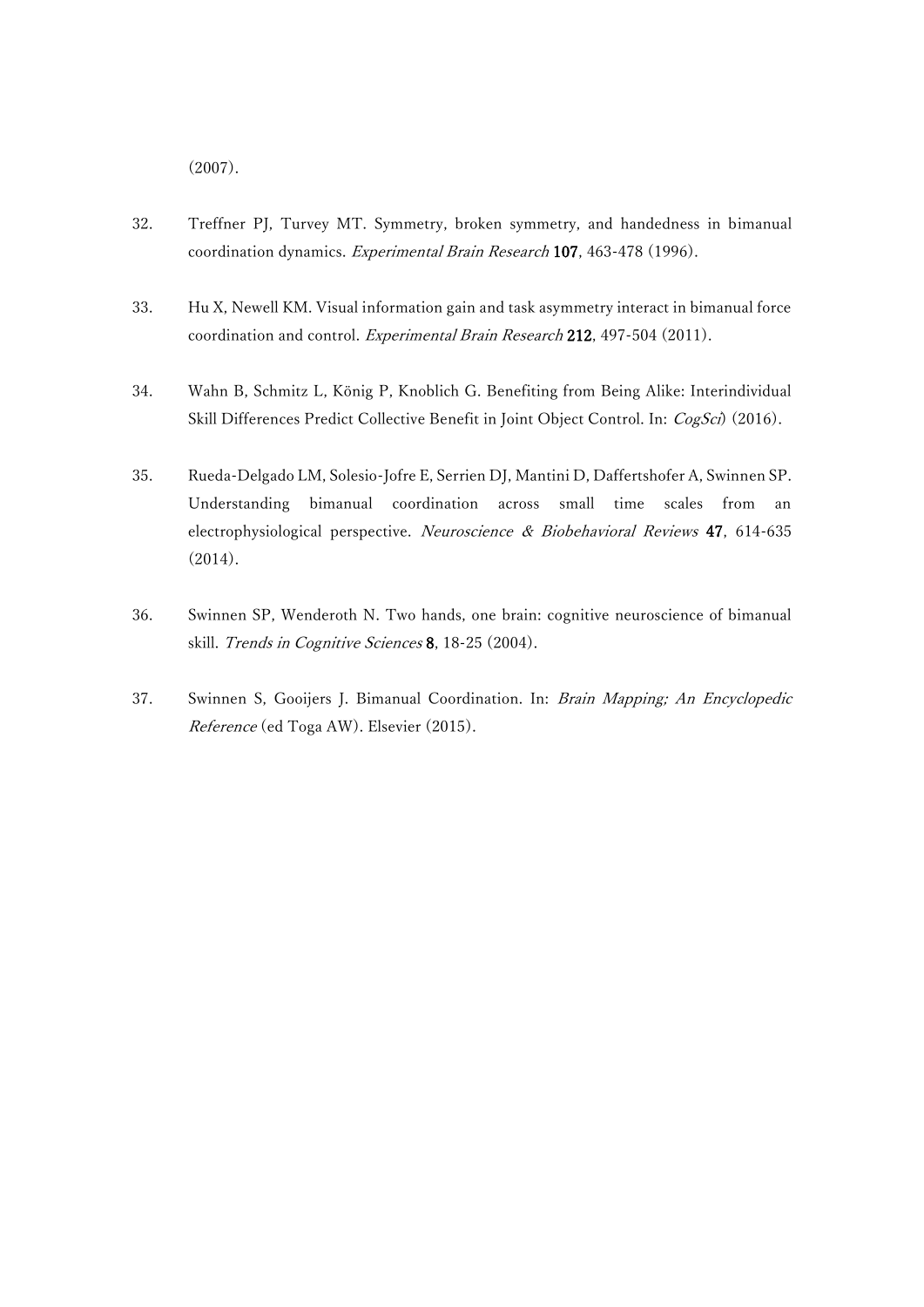(2007).

32. Treffner PJ, Turvey MT. Symmetry, broken symmetry, and handedness in bimanual coordination dynamics. *Experimental Brain Research* **107**, 463-478 (1996).

33. Hu X, Newell KM. Visual information gain and task asymmetry interact in bimanual force coordination and control. *Experimental Brain Research* **212**, 497-504 (2011).

34. Wahn B, Schmitz L, König P, Knoblich G. Benefiting from Being Alike: Interindividual Skill Differences Predict Collective Benefit in Joint Object Control. In: *CogSci*) (2016).

35. Rueda-Delgado LM, Solesio-Jofre E, Serrien DJ, Mantini D, Daffertshofer A, Swinnen SP. Understanding bimanual coordination across small time scales from an electrophysiological perspective. *Neuroscience & Biobehavioral Reviews* **47**, 614-635 (2014).

36. Swinnen SP, Wenderoth N. Two hands, one brain: cognitive neuroscience of bimanual skill. *Trends in Cognitive Sciences* **8**, 18-25 (2004).

37. Swinnen S, Gooijers J. Bimanual Coordination. In: *Brain Mapping; An Encyclopedic Reference* (ed Toga AW). Elsevier (2015).